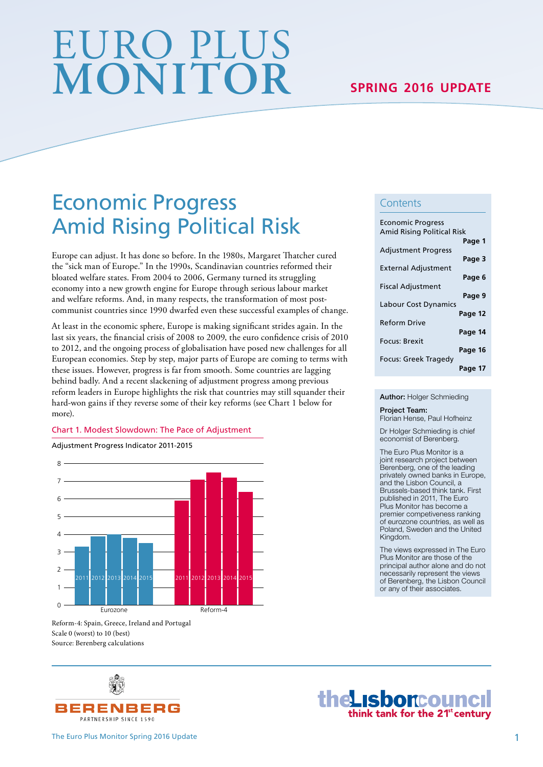# EURO PLUS MONITOR

**SPRING 2016 UPDATE**

## Economic Progress Amid Rising Political Risk

Europe can adjust. It has done so before. In the 1980s, Margaret Thatcher cured the "sick man of Europe." In the 1990s, Scandinavian countries reformed their bloated welfare states. From 2004 to 2006, Germany turned its struggling economy into a new growth engine for Europe through serious labour market and welfare reforms. And, in many respects, the transformation of most post-communist countries since 1990 dwarfed even these successful examples of change.

At least in the economic sphere, Europe is making significant strides again. In the last six years, the financial crisis of 2008 to 2009, the euro confidence crisis of 2010 to 2012, and the ongoing process of globalisation have posed new challenges for all European economies. Step by step, major parts of Europe are coming to terms with these issues. However, progress is far from smooth. Some countries are lagging behind badly. And a recent slackening of adjustment progress among previous reform leaders in Europe highlights the risk that countries may still squander their hard-won gains if they reverse some of their key reforms (see Chart 1 below for more).

**Chart 1. Modest Slowdown: The Pace of Adjustment**

Adjustment Progress Indicator 2011-2015

| | 2011 | 2012 | 2013 | 2014 | 2015 |
|---|---|---|---|---|---|
| Eurozone | 3.3 | 3.9 | 4.0 | 3.8 | 3.5 |
| Reform-4 | 5.9 | 7.1 | 7.5 | 7.2 | 6.4 |

Reform-4: Spain, Greece, Ireland and Portugal
Scale 0 (worst) to 10 (best)
Source: Berenberg calculations

### Contents

- Economic Progress Amid Rising Political Risk — Page 1
- Adjustment Progress — Page 3
- External Adjustment — Page 6
- Fiscal Adjustment — Page 9
- Labour Cost Dynamics — Page 12
- Reform Drive — Page 14
- Focus: Brexit — Page 16
- Focus: Greek Tragedy — Page 17

**Author:** Holger Schmieding

**Project Team:**
Florian Hense, Paul Hofheinz

Dr Holger Schmieding is chief economist of Berenberg.

The Euro Plus Monitor is a joint research project between Berenberg, one of the leading privately owned banks in Europe, and the Lisbon Council, a Brussels-based think tank. First published in 2011, The Euro Plus Monitor has become a premier competiveness ranking of eurozone countries, as well as Poland, Sweden and the United Kingdom.

The views expressed in The Euro Plus Monitor are those of the principal author alone and do not necessarily represent the views of Berenberg, the Lisbon Council or any of their associates.

BERENBERG
PARTNERSHIP SINCE 1590

the Lisbon council
think tank for the 21st century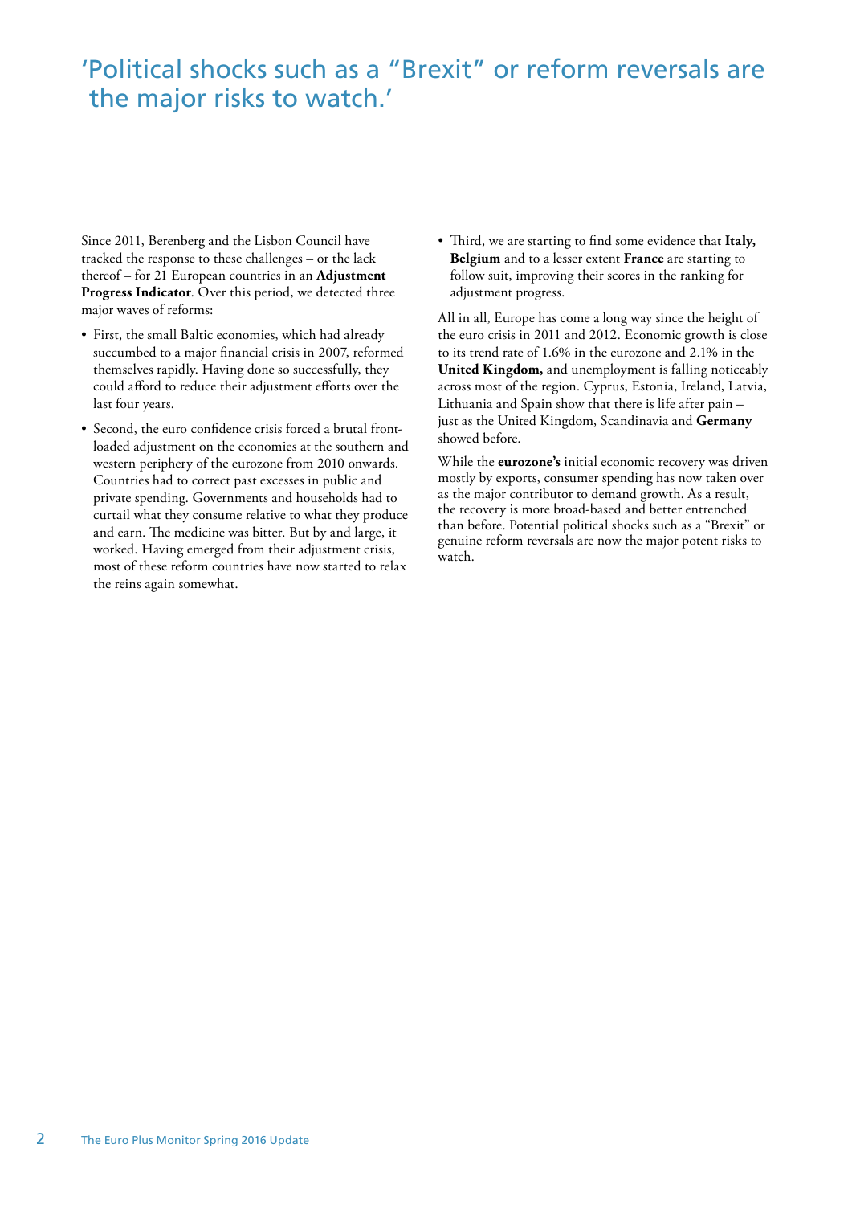# 'Political shocks such as a "Brexit" or reform reversals are the major risks to watch.'

Since 2011, Berenberg and the Lisbon Council have tracked the response to these challenges – or the lack thereof – for 21 European countries in an **Adjustment Progress Indicator**. Over this period, we detected three major waves of reforms:

- First, the small Baltic economies, which had already succumbed to a major financial crisis in 2007, reformed themselves rapidly. Having done so successfully, they could afford to reduce their adjustment efforts over the last four years.
- Second, the euro confidence crisis forced a brutal front-loaded adjustment on the economies at the southern and western periphery of the eurozone from 2010 onwards. Countries had to correct past excesses in public and private spending. Governments and households had to curtail what they consume relative to what they produce and earn. The medicine was bitter. But by and large, it worked. Having emerged from their adjustment crisis, most of these reform countries have now started to relax the reins again somewhat.
- Third, we are starting to find some evidence that **Italy, Belgium** and to a lesser extent **France** are starting to follow suit, improving their scores in the ranking for adjustment progress.

All in all, Europe has come a long way since the height of the euro crisis in 2011 and 2012. Economic growth is close to its trend rate of 1.6% in the eurozone and 2.1% in the **United Kingdom,** and unemployment is falling noticeably across most of the region. Cyprus, Estonia, Ireland, Latvia, Lithuania and Spain show that there is life after pain – just as the United Kingdom, Scandinavia and **Germany** showed before.

While the **eurozone's** initial economic recovery was driven mostly by exports, consumer spending has now taken over as the major contributor to demand growth. As a result, the recovery is more broad-based and better entrenched than before. Potential political shocks such as a "Brexit" or genuine reform reversals are now the major potent risks to watch.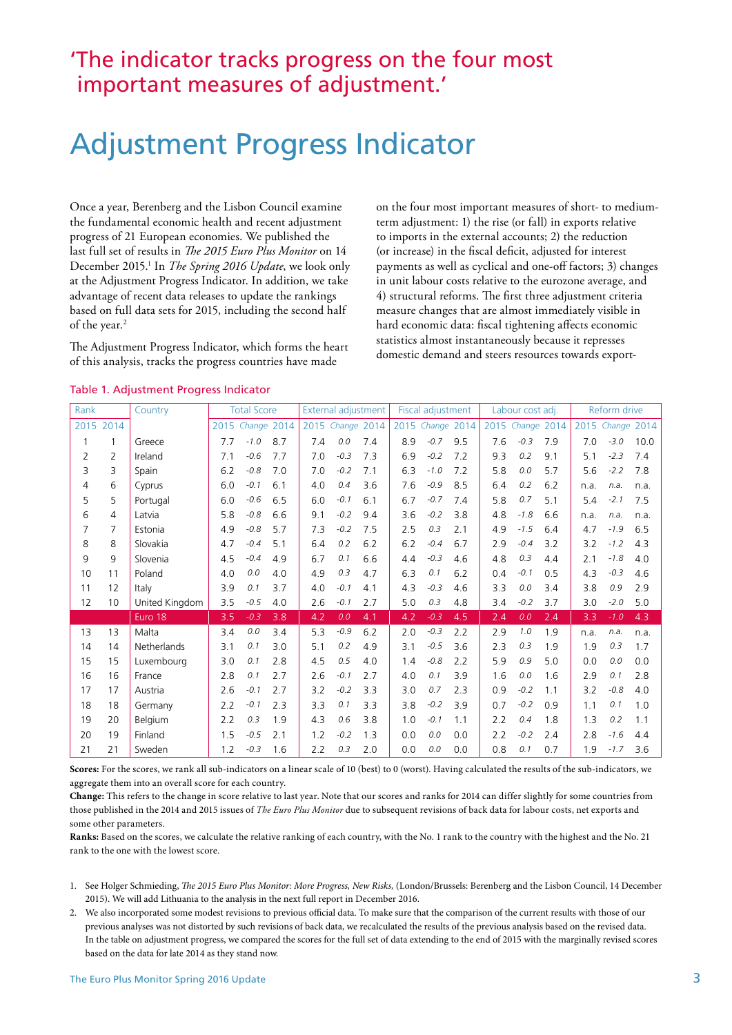'The indicator tracks progress on the four most important measures of adjustment.'

# Adjustment Progress Indicator

Once a year, Berenberg and the Lisbon Council examine the fundamental economic health and recent adjustment progress of 21 European economies. We published the last full set of results in *The 2015 Euro Plus Monitor* on 14 December 2015.[1] In *The Spring 2016 Update*, we look only at the Adjustment Progress Indicator. In addition, we take advantage of recent data releases to update the rankings based on full data sets for 2015, including the second half of the year.[2]

The Adjustment Progress Indicator, which forms the heart of this analysis, tracks the progress countries have made on the four most important measures of short- to medium-term adjustment: 1) the rise (or fall) in exports relative to imports in the external accounts; 2) the reduction (or increase) in the fiscal deficit, adjusted for interest payments as well as cyclical and one-off factors; 3) changes in unit labour costs relative to the eurozone average, and 4) structural reforms. The first three adjustment criteria measure changes that are almost immediately visible in hard economic data: fiscal tightening affects economic statistics almost instantaneously because it represses domestic demand and steers resources towards export-

Table 1. Adjustment Progress Indicator

| Rank | | Country | Total Score | | | External adjustment | | | Fiscal adjustment | | | Labour cost adj. | | | Reform drive | | |
|---|---|---|---|---|---|---|---|---|---|---|---|---|---|---|---|---|---|
| 2015 | 2014 | | 2015 | *Change* | 2014 | 2015 | *Change* | 2014 | 2015 | *Change* | 2014 | 2015 | *Change* | 2014 | 2015 | *Change* | 2014 |
| 1 | 1 | Greece | 7.7 | *-1.0* | 8.7 | 7.4 | *0.0* | 7.4 | 8.9 | *-0.7* | 9.5 | 7.6 | *-0.3* | 7.9 | 7.0 | *-3.0* | 10.0 |
| 2 | 2 | Ireland | 7.1 | *-0.6* | 7.7 | 7.0 | *-0.3* | 7.3 | 6.9 | *-0.2* | 7.2 | 9.3 | *0.2* | 9.1 | 5.1 | *-2.3* | 7.4 |
| 3 | 3 | Spain | 6.2 | *-0.8* | 7.0 | 7.0 | *-0.2* | 7.1 | 6.3 | *-1.0* | 7.2 | 5.8 | *0.0* | 5.7 | 5.6 | *-2.2* | 7.8 |
| 4 | 6 | Cyprus | 6.0 | *-0.1* | 6.1 | 4.0 | *0.4* | 3.6 | 7.6 | *-0.9* | 8.5 | 6.4 | *0.2* | 6.2 | n.a. | *n.a.* | n.a. |
| 5 | 5 | Portugal | 6.0 | *-0.6* | 6.5 | 6.0 | *-0.1* | 6.1 | 6.7 | *-0.7* | 7.4 | 5.8 | *0.7* | 5.1 | 5.4 | *-2.1* | 7.5 |
| 6 | 4 | Latvia | 5.8 | *-0.8* | 6.6 | 9.1 | *-0.2* | 9.4 | 3.6 | *-0.2* | 3.8 | 4.8 | *-1.8* | 6.6 | n.a. | *n.a.* | n.a. |
| 7 | 7 | Estonia | 4.9 | *-0.8* | 5.7 | 7.3 | *-0.2* | 7.5 | 2.5 | *0.3* | 2.1 | 4.9 | *-1.5* | 6.4 | 4.7 | *-1.9* | 6.5 |
| 8 | 8 | Slovakia | 4.7 | *-0.4* | 5.1 | 6.4 | *0.2* | 6.2 | 6.2 | *-0.4* | 6.7 | 2.9 | *-0.4* | 3.2 | 3.2 | *-1.2* | 4.3 |
| 9 | 9 | Slovenia | 4.5 | *-0.4* | 4.9 | 6.7 | *0.1* | 6.6 | 4.4 | *-0.3* | 4.6 | 4.8 | *0.3* | 4.4 | 2.1 | *-1.8* | 4.0 |
| 10 | 11 | Poland | 4.0 | *0.0* | 4.0 | 4.9 | *0.3* | 4.7 | 6.3 | *0.1* | 6.2 | 0.4 | *-0.1* | 0.5 | 4.3 | *-0.3* | 4.6 |
| 11 | 12 | Italy | 3.9 | *0.1* | 3.7 | 4.0 | *-0.1* | 4.1 | 4.3 | *-0.3* | 4.6 | 3.3 | *0.0* | 3.4 | 3.8 | *0.9* | 2.9 |
| 12 | 10 | United Kingdom | 3.5 | *-0.5* | 4.0 | 2.6 | *-0.1* | 2.7 | 5.0 | *0.3* | 4.8 | 3.4 | *-0.2* | 3.7 | 3.0 | *-2.0* | 5.0 |
| | | **Euro 18** | **3.5** | ***-0.3*** | **3.8** | **4.2** | ***0.0*** | **4.1** | **4.2** | ***-0.3*** | **4.5** | **2.4** | ***0.0*** | **2.4** | **3.3** | ***-1.0*** | **4.3** |
| 13 | 13 | Malta | 3.4 | *0.0* | 3.4 | 5.3 | *-0.9* | 6.2 | 2.0 | *-0.3* | 2.2 | 2.9 | *1.0* | 1.9 | n.a. | *n.a.* | n.a. |
| 14 | 14 | Netherlands | 3.1 | *0.1* | 3.0 | 5.1 | *0.2* | 4.9 | 3.1 | *-0.5* | 3.6 | 2.3 | *0.3* | 1.9 | 1.9 | *0.3* | 1.7 |
| 15 | 15 | Luxembourg | 3.0 | *0.1* | 2.8 | 4.5 | *0.5* | 4.0 | 1.4 | *-0.8* | 2.2 | 5.9 | *0.9* | 5.0 | 0.0 | *0.0* | 0.0 |
| 16 | 16 | France | 2.8 | *0.1* | 2.7 | 2.6 | *-0.1* | 2.7 | 4.0 | *0.1* | 3.9 | 1.6 | *0.0* | 1.6 | 2.9 | *0.1* | 2.8 |
| 17 | 17 | Austria | 2.6 | *-0.1* | 2.7 | 3.2 | *-0.2* | 3.3 | 3.0 | *0.7* | 2.3 | 0.9 | *-0.2* | 1.1 | 3.2 | *-0.8* | 4.0 |
| 18 | 18 | Germany | 2.2 | *-0.1* | 2.3 | 3.3 | *0.1* | 3.3 | 3.8 | *-0.2* | 3.9 | 0.7 | *-0.2* | 0.9 | 1.1 | *0.1* | 1.0 |
| 19 | 20 | Belgium | 2.2 | *0.3* | 1.9 | 4.3 | *0.6* | 3.8 | 1.0 | *-0.1* | 1.1 | 2.2 | *0.4* | 1.8 | 1.3 | *0.2* | 1.1 |
| 20 | 19 | Finland | 1.5 | *-0.5* | 2.1 | 1.2 | *-0.2* | 1.3 | 0.0 | *0.0* | 0.0 | 2.2 | *-0.2* | 2.4 | 2.8 | *-1.6* | 4.4 |
| 21 | 21 | Sweden | 1.2 | *-0.3* | 1.6 | 2.2 | *0.3* | 2.0 | 0.0 | *0.0* | 0.0 | 0.8 | *0.1* | 0.7 | 1.9 | *-1.7* | 3.6 |

**Scores:** For the scores, we rank all sub-indicators on a linear scale of 10 (best) to 0 (worst). Having calculated the results of the sub-indicators, we aggregate them into an overall score for each country.

**Change:** This refers to the change in score relative to last year. Note that our scores and ranks for 2014 can differ slightly for some countries from those published in the 2014 and 2015 issues of *The Euro Plus Monitor* due to subsequent revisions of back data for labour costs, net exports and some other parameters.

**Ranks:** Based on the scores, we calculate the relative ranking of each country, with the No. 1 rank to the country with the highest and the No. 21 rank to the one with the lowest score.

1. See Holger Schmieding, *The 2015 Euro Plus Monitor: More Progress, New Risks,* (London/Brussels: Berenberg and the Lisbon Council, 14 December 2015). We will add Lithuania to the analysis in the next full report in December 2016.
2. We also incorporated some modest revisions to previous official data. To make sure that the comparison of the current results with those of our previous analyses was not distorted by such revisions of back data, we recalculated the results of the previous analysis based on the revised data. In the table on adjustment progress, we compared the scores for the full set of data extending to the end of 2015 with the marginally revised scores based on the data for late 2014 as they stand now.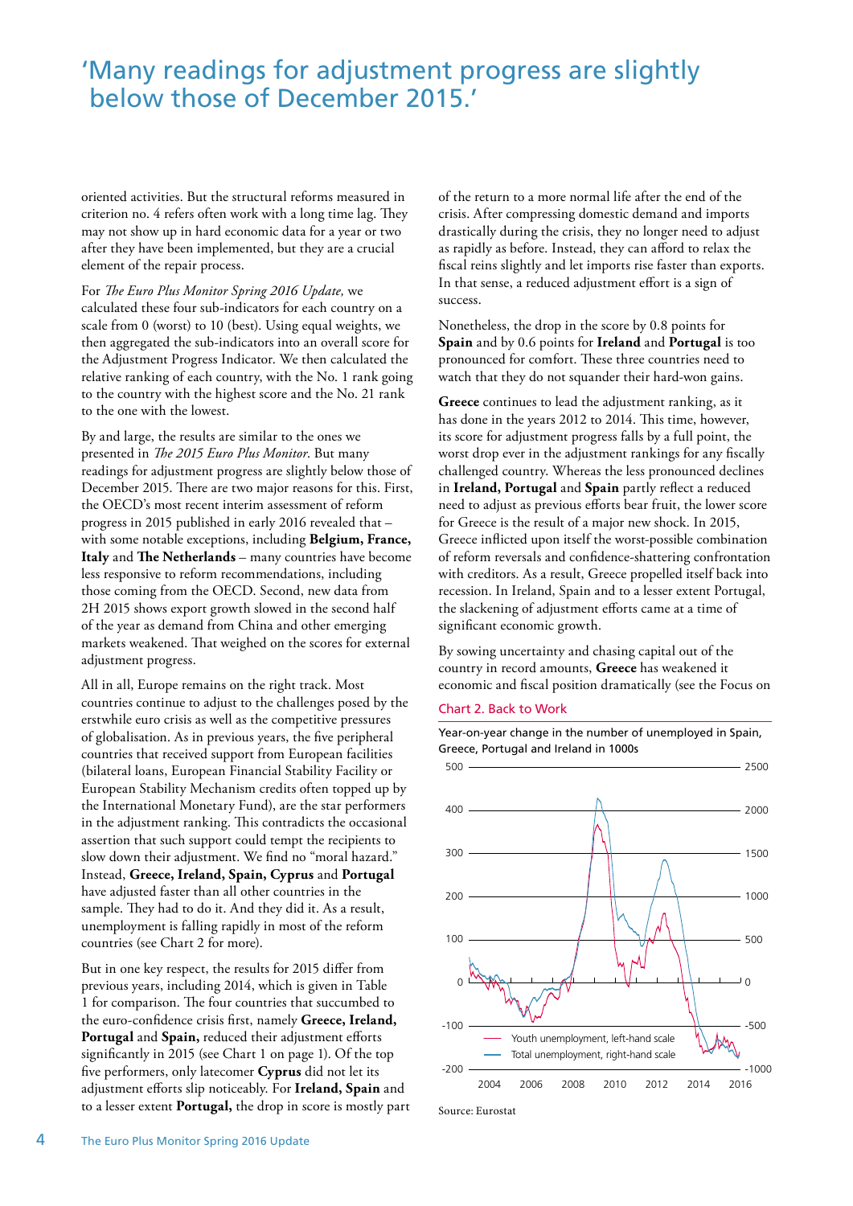# 'Many readings for adjustment progress are slightly below those of December 2015.'

oriented activities. But the structural reforms measured in criterion no. 4 refers often work with a long time lag. They may not show up in hard economic data for a year or two after they have been implemented, but they are a crucial element of the repair process.

For *The Euro Plus Monitor Spring 2016 Update,* we calculated these four sub-indicators for each country on a scale from 0 (worst) to 10 (best). Using equal weights, we then aggregated the sub-indicators into an overall score for the Adjustment Progress Indicator. We then calculated the relative ranking of each country, with the No. 1 rank going to the country with the highest score and the No. 21 rank to the one with the lowest.

By and large, the results are similar to the ones we presented in *The 2015 Euro Plus Monitor*. But many readings for adjustment progress are slightly below those of December 2015. There are two major reasons for this. First, the OECD's most recent interim assessment of reform progress in 2015 published in early 2016 revealed that – with some notable exceptions, including **Belgium, France, Italy** and **The Netherlands** – many countries have become less responsive to reform recommendations, including those coming from the OECD. Second, new data from 2H 2015 shows export growth slowed in the second half of the year as demand from China and other emerging markets weakened. That weighed on the scores for external adjustment progress.

All in all, Europe remains on the right track. Most countries continue to adjust to the challenges posed by the erstwhile euro crisis as well as the competitive pressures of globalisation. As in previous years, the five peripheral countries that received support from European facilities (bilateral loans, European Financial Stability Facility or European Stability Mechanism credits often topped up by the International Monetary Fund), are the star performers in the adjustment ranking. This contradicts the occasional assertion that such support could tempt the recipients to slow down their adjustment. We find no "moral hazard." Instead, **Greece, Ireland, Spain, Cyprus** and **Portugal** have adjusted faster than all other countries in the sample. They had to do it. And they did it. As a result, unemployment is falling rapidly in most of the reform countries (see Chart 2 for more).

But in one key respect, the results for 2015 differ from previous years, including 2014, which is given in Table 1 for comparison. The four countries that succumbed to the euro-confidence crisis first, namely **Greece, Ireland, Portugal** and **Spain,** reduced their adjustment efforts significantly in 2015 (see Chart 1 on page 1). Of the top five performers, only latecomer **Cyprus** did not let its adjustment efforts slip noticeably. For **Ireland, Spain** and to a lesser extent **Portugal,** the drop in score is mostly part of the return to a more normal life after the end of the crisis. After compressing domestic demand and imports drastically during the crisis, they no longer need to adjust as rapidly as before. Instead, they can afford to relax the fiscal reins slightly and let imports rise faster than exports. In that sense, a reduced adjustment effort is a sign of success.

Nonetheless, the drop in the score by 0.8 points for **Spain** and by 0.6 points for **Ireland** and **Portugal** is too pronounced for comfort. These three countries need to watch that they do not squander their hard-won gains.

**Greece** continues to lead the adjustment ranking, as it has done in the years 2012 to 2014. This time, however, its score for adjustment progress falls by a full point, the worst drop ever in the adjustment rankings for any fiscally challenged country. Whereas the less pronounced declines in **Ireland, Portugal** and **Spain** partly reflect a reduced need to adjust as previous efforts bear fruit, the lower score for Greece is the result of a major new shock. In 2015, Greece inflicted upon itself the worst-possible combination of reform reversals and confidence-shattering confrontation with creditors. As a result, Greece propelled itself back into recession. In Ireland, Spain and to a lesser extent Portugal, the slackening of adjustment efforts came at a time of significant economic growth.

By sowing uncertainty and chasing capital out of the country in record amounts, **Greece** has weakened it economic and fiscal position dramatically (see the Focus on

Chart 2. Back to Work

Year-on-year change in the number of unemployed in Spain, Greece, Portugal and Ireland in 1000s

Youth unemployment, left-hand scale
Total unemployment, right-hand scale

Source: Eurostat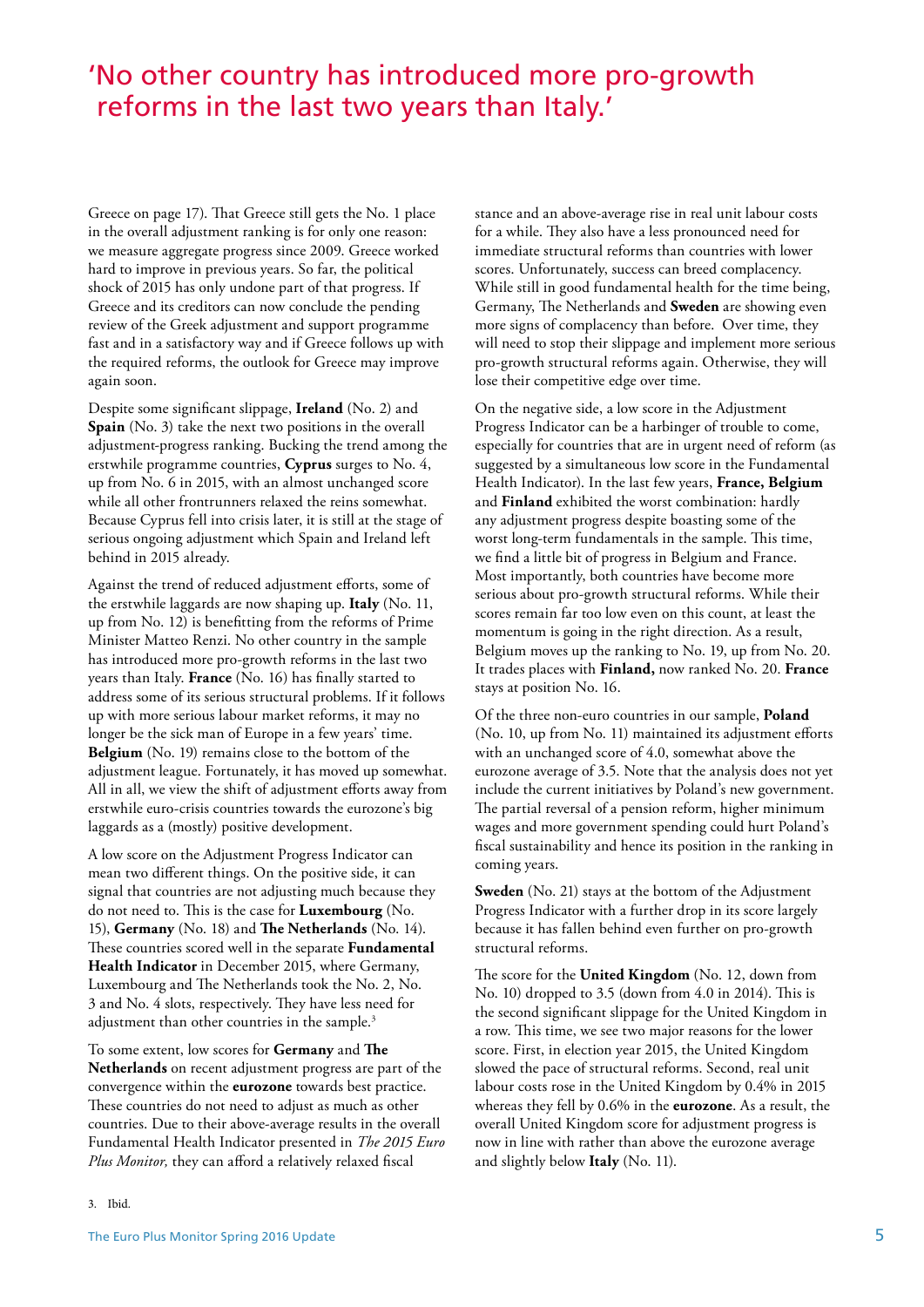# 'No other country has introduced more pro-growth reforms in the last two years than Italy.'

Greece on page 17). That Greece still gets the No. 1 place in the overall adjustment ranking is for only one reason: we measure aggregate progress since 2009. Greece worked hard to improve in previous years. So far, the political shock of 2015 has only undone part of that progress. If Greece and its creditors can now conclude the pending review of the Greek adjustment and support programme fast and in a satisfactory way and if Greece follows up with the required reforms, the outlook for Greece may improve again soon.

Despite some significant slippage, **Ireland** (No. 2) and **Spain** (No. 3) take the next two positions in the overall adjustment-progress ranking. Bucking the trend among the erstwhile programme countries, **Cyprus** surges to No. 4, up from No. 6 in 2015, with an almost unchanged score while all other frontrunners relaxed the reins somewhat. Because Cyprus fell into crisis later, it is still at the stage of serious ongoing adjustment which Spain and Ireland left behind in 2015 already.

Against the trend of reduced adjustment efforts, some of the erstwhile laggards are now shaping up. **Italy** (No. 11, up from No. 12) is benefitting from the reforms of Prime Minister Matteo Renzi. No other country in the sample has introduced more pro-growth reforms in the last two years than Italy. **France** (No. 16) has finally started to address some of its serious structural problems. If it follows up with more serious labour market reforms, it may no longer be the sick man of Europe in a few years' time. **Belgium** (No. 19) remains close to the bottom of the adjustment league. Fortunately, it has moved up somewhat. All in all, we view the shift of adjustment efforts away from erstwhile euro-crisis countries towards the eurozone's big laggards as a (mostly) positive development.

A low score on the Adjustment Progress Indicator can mean two different things. On the positive side, it can signal that countries are not adjusting much because they do not need to. This is the case for **Luxembourg** (No. 15), **Germany** (No. 18) and **The Netherlands** (No. 14). These countries scored well in the separate **Fundamental Health Indicator** in December 2015, where Germany, Luxembourg and The Netherlands took the No. 2, No. 3 and No. 4 slots, respectively. They have less need for adjustment than other countries in the sample.[3]

To some extent, low scores for **Germany** and **The Netherlands** on recent adjustment progress are part of the convergence within the **eurozone** towards best practice. These countries do not need to adjust as much as other countries. Due to their above-average results in the overall Fundamental Health Indicator presented in *The 2015 Euro Plus Monitor,* they can afford a relatively relaxed fiscal stance and an above-average rise in real unit labour costs for a while. They also have a less pronounced need for immediate structural reforms than countries with lower scores. Unfortunately, success can breed complacency. While still in good fundamental health for the time being, Germany, The Netherlands and **Sweden** are showing even more signs of complacency than before. Over time, they will need to stop their slippage and implement more serious pro-growth structural reforms again. Otherwise, they will lose their competitive edge over time.

On the negative side, a low score in the Adjustment Progress Indicator can be a harbinger of trouble to come, especially for countries that are in urgent need of reform (as suggested by a simultaneous low score in the Fundamental Health Indicator). In the last few years, **France, Belgium** and **Finland** exhibited the worst combination: hardly any adjustment progress despite boasting some of the worst long-term fundamentals in the sample. This time, we find a little bit of progress in Belgium and France. Most importantly, both countries have become more serious about pro-growth structural reforms. While their scores remain far too low even on this count, at least the momentum is going in the right direction. As a result, Belgium moves up the ranking to No. 19, up from No. 20. It trades places with **Finland,** now ranked No. 20. **France** stays at position No. 16.

Of the three non-euro countries in our sample, **Poland** (No. 10, up from No. 11) maintained its adjustment efforts with an unchanged score of 4.0, somewhat above the eurozone average of 3.5. Note that the analysis does not yet include the current initiatives by Poland's new government. The partial reversal of a pension reform, higher minimum wages and more government spending could hurt Poland's fiscal sustainability and hence its position in the ranking in coming years.

**Sweden** (No. 21) stays at the bottom of the Adjustment Progress Indicator with a further drop in its score largely because it has fallen behind even further on pro-growth structural reforms.

The score for the **United Kingdom** (No. 12, down from No. 10) dropped to 3.5 (down from 4.0 in 2014). This is the second significant slippage for the United Kingdom in a row. This time, we see two major reasons for the lower score. First, in election year 2015, the United Kingdom slowed the pace of structural reforms. Second, real unit labour costs rose in the United Kingdom by 0.4% in 2015 whereas they fell by 0.6% in the **eurozone**. As a result, the overall United Kingdom score for adjustment progress is now in line with rather than above the eurozone average and slightly below **Italy** (No. 11).

3. Ibid.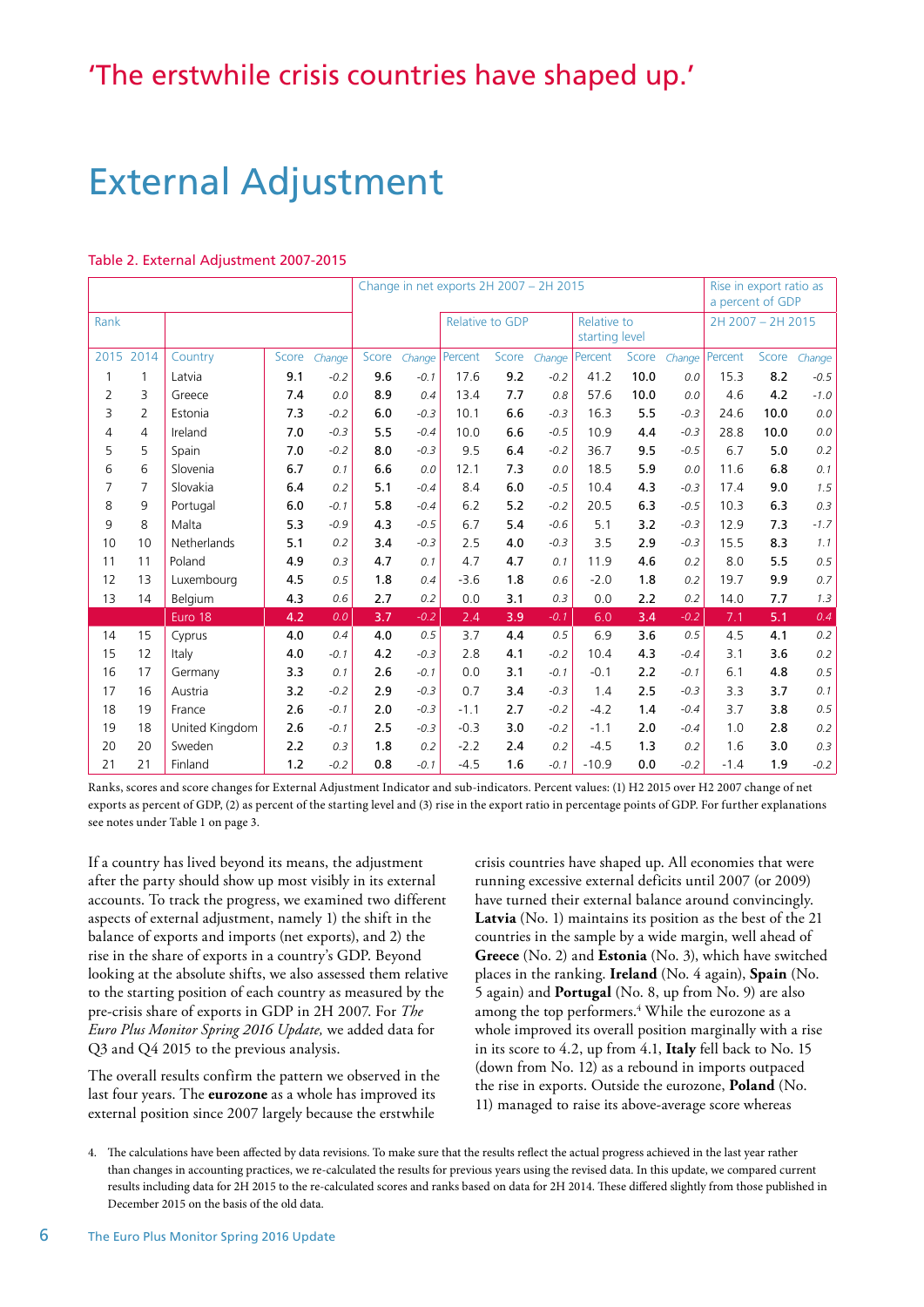'The erstwhile crisis countries have shaped up.'

# External Adjustment

Table 2. External Adjustment 2007-2015

| Rank | | | | | Change in net exports 2H 2007 – 2H 2015 | | | | | | | | | Rise in export ratio as a percent of GDP | | |
|---|---|---|---|---|---|---|---|---|---|---|---|---|---|---|---|---|
| | | | | | | | Relative to GDP | | | Relative to starting level | | | | 2H 2007 – 2H 2015 | | |
| 2015 | 2014 | Country | Score | Change | Score | Change | Percent | Score | Change | Percent | Score | Change | Percent | Score | Change |
| 1 | 1 | Latvia | 9.1 | -0.2 | 9.6 | -0.1 | 17.6 | 9.2 | -0.2 | 41.2 | 10.0 | 0.0 | 15.3 | 8.2 | -0.5 |
| 2 | 3 | Greece | 7.4 | 0.0 | 8.9 | 0.4 | 13.4 | 7.7 | 0.8 | 57.6 | 10.0 | 0.0 | 4.6 | 4.2 | -1.0 |
| 3 | 2 | Estonia | 7.3 | -0.2 | 6.0 | -0.3 | 10.1 | 6.6 | -0.3 | 16.3 | 5.5 | -0.3 | 24.6 | 10.0 | 0.0 |
| 4 | 4 | Ireland | 7.0 | -0.3 | 5.5 | -0.4 | 10.0 | 6.6 | -0.5 | 10.9 | 4.4 | -0.3 | 28.8 | 10.0 | 0.0 |
| 5 | 5 | Spain | 7.0 | -0.2 | 8.0 | -0.3 | 9.5 | 6.4 | -0.2 | 36.7 | 9.5 | -0.5 | 6.7 | 5.0 | 0.2 |
| 6 | 6 | Slovenia | 6.7 | 0.1 | 6.6 | 0.0 | 12.1 | 7.3 | 0.0 | 18.5 | 5.9 | 0.0 | 11.6 | 6.8 | 0.1 |
| 7 | 7 | Slovakia | 6.4 | 0.2 | 5.1 | -0.4 | 8.4 | 6.0 | -0.5 | 10.4 | 4.3 | -0.3 | 17.4 | 9.0 | 1.5 |
| 8 | 9 | Portugal | 6.0 | -0.1 | 5.8 | -0.4 | 6.2 | 5.2 | -0.2 | 20.5 | 6.3 | -0.5 | 10.3 | 6.3 | 0.3 |
| 9 | 8 | Malta | 5.3 | -0.9 | 4.3 | -0.5 | 6.7 | 5.4 | -0.6 | 5.1 | 3.2 | -0.3 | 12.9 | 7.3 | -1.7 |
| 10 | 10 | Netherlands | 5.1 | 0.2 | 3.4 | -0.3 | 2.5 | 4.0 | -0.3 | 3.5 | 2.9 | -0.3 | 15.5 | 8.3 | 1.1 |
| 11 | 11 | Poland | 4.9 | 0.3 | 4.7 | 0.1 | 4.7 | 4.7 | 0.1 | 11.9 | 4.6 | 0.2 | 8.0 | 5.5 | 0.5 |
| 12 | 13 | Luxembourg | 4.5 | 0.5 | 1.8 | 0.4 | -3.6 | 1.8 | 0.6 | -2.0 | 1.8 | 0.2 | 19.7 | 9.9 | 0.7 |
| 13 | 14 | Belgium | 4.3 | 0.6 | 2.7 | 0.2 | 0.0 | 3.1 | 0.3 | 0.0 | 2.2 | 0.2 | 14.0 | 7.7 | 1.3 |
| | | Euro 18 | 4.2 | 0.0 | 3.7 | -0.2 | 2.4 | 3.9 | -0.1 | 6.0 | 3.4 | -0.2 | 7.1 | 5.1 | 0.4 |
| 14 | 15 | Cyprus | 4.0 | 0.4 | 4.0 | 0.5 | 3.7 | 4.4 | 0.5 | 6.9 | 3.6 | 0.5 | 4.5 | 4.1 | 0.2 |
| 15 | 12 | Italy | 4.0 | -0.1 | 4.2 | -0.3 | 2.8 | 4.1 | -0.2 | 10.4 | 4.3 | -0.4 | 3.1 | 3.6 | 0.2 |
| 16 | 17 | Germany | 3.3 | 0.1 | 2.6 | -0.1 | 0.0 | 3.1 | -0.1 | -0.1 | 2.2 | -0.1 | 6.1 | 4.8 | 0.5 |
| 17 | 16 | Austria | 3.2 | -0.2 | 2.9 | -0.3 | 0.7 | 3.4 | -0.3 | 1.4 | 2.5 | -0.3 | 3.3 | 3.7 | 0.1 |
| 18 | 19 | France | 2.6 | -0.1 | 2.0 | -0.3 | -1.1 | 2.7 | -0.2 | -4.2 | 1.4 | -0.4 | 3.7 | 3.8 | 0.5 |
| 19 | 18 | United Kingdom | 2.6 | -0.1 | 2.5 | -0.3 | -0.3 | 3.0 | -0.2 | -1.1 | 2.0 | -0.4 | 1.0 | 2.8 | 0.2 |
| 20 | 20 | Sweden | 2.2 | 0.3 | 1.8 | 0.2 | -2.2 | 2.4 | 0.2 | -4.5 | 1.3 | 0.2 | 1.6 | 3.0 | 0.3 |
| 21 | 21 | Finland | 1.2 | -0.2 | 0.8 | -0.1 | -4.5 | 1.6 | -0.1 | -10.9 | 0.0 | -0.2 | -1.4 | 1.9 | -0.2 |

Ranks, scores and score changes for External Adjustment Indicator and sub-indicators. Percent values: (1) H2 2015 over H2 2007 change of net exports as percent of GDP, (2) as percent of the starting level and (3) rise in the export ratio in percentage points of GDP. For further explanations see notes under Table 1 on page 3.

If a country has lived beyond its means, the adjustment after the party should show up most visibly in its external accounts. To track the progress, we examined two different aspects of external adjustment, namely 1) the shift in the balance of exports and imports (net exports), and 2) the rise in the share of exports in a country's GDP. Beyond looking at the absolute shifts, we also assessed them relative to the starting position of each country as measured by the pre-crisis share of exports in GDP in 2H 2007. For *The Euro Plus Monitor Spring 2016 Update,* we added data for Q3 and Q4 2015 to the previous analysis.

The overall results confirm the pattern we observed in the last four years. The **eurozone** as a whole has improved its external position since 2007 largely because the erstwhile crisis countries have shaped up. All economies that were running excessive external deficits until 2007 (or 2009) have turned their external balance around convincingly. **Latvia** (No. 1) maintains its position as the best of the 21 countries in the sample by a wide margin, well ahead of **Greece** (No. 2) and **Estonia** (No. 3), which have switched places in the ranking. **Ireland** (No. 4 again), **Spain** (No. 5 again) and **Portugal** (No. 8, up from No. 9) are also among the top performers.[4] While the eurozone as a whole improved its overall position marginally with a rise in its score to 4.2, up from 4.1, **Italy** fell back to No. 15 (down from No. 12) as a rebound in imports outpaced the rise in exports. Outside the eurozone, **Poland** (No. 11) managed to raise its above-average score whereas

4. The calculations have been affected by data revisions. To make sure that the results reflect the actual progress achieved in the last year rather than changes in accounting practices, we re-calculated the results for previous years using the revised data. In this update, we compared current results including data for 2H 2015 to the re-calculated scores and ranks based on data for 2H 2014. These differed slightly from those published in December 2015 on the basis of the old data.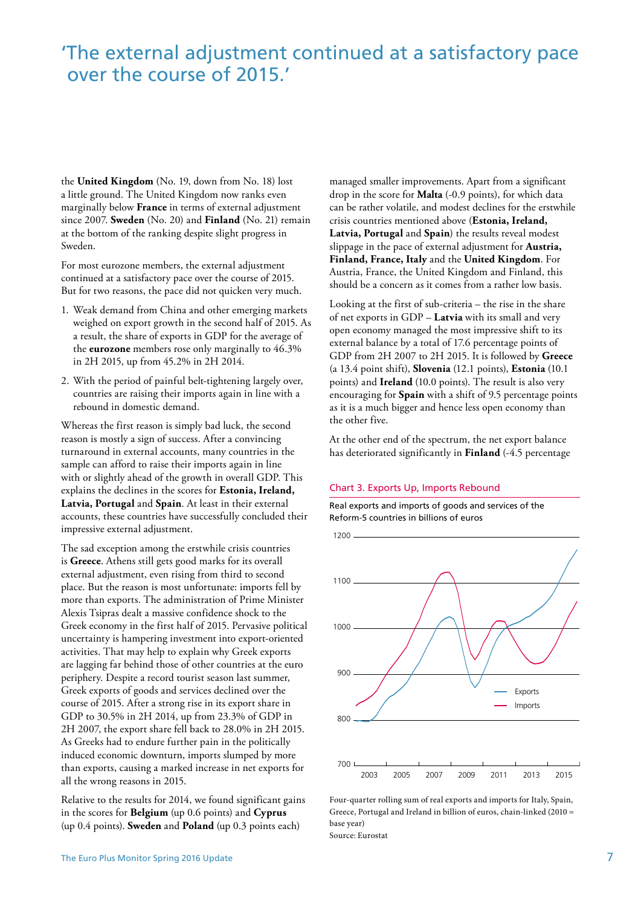# 'The external adjustment continued at a satisfactory pace over the course of 2015.'

the **United Kingdom** (No. 19, down from No. 18) lost a little ground. The United Kingdom now ranks even marginally below **France** in terms of external adjustment since 2007. **Sweden** (No. 20) and **Finland** (No. 21) remain at the bottom of the ranking despite slight progress in Sweden.

For most eurozone members, the external adjustment continued at a satisfactory pace over the course of 2015. But for two reasons, the pace did not quicken very much.

1. Weak demand from China and other emerging markets weighed on export growth in the second half of 2015. As a result, the share of exports in GDP for the average of the **eurozone** members rose only marginally to 46.3% in 2H 2015, up from 45.2% in 2H 2014.
2. With the period of painful belt-tightening largely over, countries are raising their imports again in line with a rebound in domestic demand.

Whereas the first reason is simply bad luck, the second reason is mostly a sign of success. After a convincing turnaround in external accounts, many countries in the sample can afford to raise their imports again in line with or slightly ahead of the growth in overall GDP. This explains the declines in the scores for **Estonia, Ireland, Latvia, Portugal** and **Spain**. At least in their external accounts, these countries have successfully concluded their impressive external adjustment.

The sad exception among the erstwhile crisis countries is **Greece**. Athens still gets good marks for its overall external adjustment, even rising from third to second place. But the reason is most unfortunate: imports fell by more than exports. The administration of Prime Minister Alexis Tsipras dealt a massive confidence shock to the Greek economy in the first half of 2015. Pervasive political uncertainty is hampering investment into export-oriented activities. That may help to explain why Greek exports are lagging far behind those of other countries at the euro periphery. Despite a record tourist season last summer, Greek exports of goods and services declined over the course of 2015. After a strong rise in its export share in GDP to 30.5% in 2H 2014, up from 23.3% of GDP in 2H 2007, the export share fell back to 28.0% in 2H 2015. As Greeks had to endure further pain in the politically induced economic downturn, imports slumped by more than exports, causing a marked increase in net exports for all the wrong reasons in 2015.

Relative to the results for 2014, we found significant gains in the scores for **Belgium** (up 0.6 points) and **Cyprus** (up 0.4 points). **Sweden** and **Poland** (up 0.3 points each) managed smaller improvements. Apart from a significant drop in the score for **Malta** (-0.9 points), for which data can be rather volatile, and modest declines for the erstwhile crisis countries mentioned above (**Estonia, Ireland, Latvia, Portugal** and **Spain**) the results reveal modest slippage in the pace of external adjustment for **Austria, Finland, France, Italy** and the **United Kingdom**. For Austria, France, the United Kingdom and Finland, this should be a concern as it comes from a rather low basis.

Looking at the first of sub-criteria – the rise in the share of net exports in GDP – **Latvia** with its small and very open economy managed the most impressive shift to its external balance by a total of 17.6 percentage points of GDP from 2H 2007 to 2H 2015. It is followed by **Greece** (a 13.4 point shift), **Slovenia** (12.1 points), **Estonia** (10.1 points) and **Ireland** (10.0 points). The result is also very encouraging for **Spain** with a shift of 9.5 percentage points as it is a much bigger and hence less open economy than the other five.

At the other end of the spectrum, the net export balance has deteriorated significantly in **Finland** (-4.5 percentage

**Chart 3. Exports Up, Imports Rebound**

Real exports and imports of goods and services of the Reform-5 countries in billions of euros

Four-quarter rolling sum of real exports and imports for Italy, Spain, Greece, Portugal and Ireland in billion of euros, chain-linked (2010 = base year)
Source: Eurostat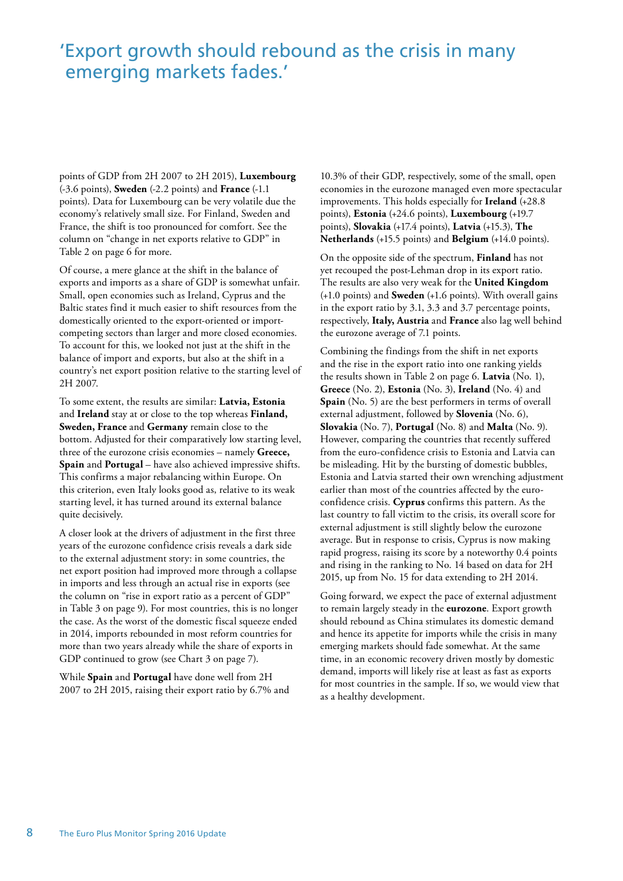'Export growth should rebound as the crisis in many emerging markets fades.'

points of GDP from 2H 2007 to 2H 2015), **Luxembourg** (-3.6 points), **Sweden** (-2.2 points) and **France** (-1.1 points). Data for Luxembourg can be very volatile due the economy's relatively small size. For Finland, Sweden and France, the shift is too pronounced for comfort. See the column on "change in net exports relative to GDP" in Table 2 on page 6 for more.

Of course, a mere glance at the shift in the balance of exports and imports as a share of GDP is somewhat unfair. Small, open economies such as Ireland, Cyprus and the Baltic states find it much easier to shift resources from the domestically oriented to the export-oriented or import-competing sectors than larger and more closed economies. To account for this, we looked not just at the shift in the balance of import and exports, but also at the shift in a country's net export position relative to the starting level of 2H 2007.

To some extent, the results are similar: **Latvia, Estonia** and **Ireland** stay at or close to the top whereas **Finland, Sweden, France** and **Germany** remain close to the bottom. Adjusted for their comparatively low starting level, three of the eurozone crisis economies – namely **Greece, Spain** and **Portugal** – have also achieved impressive shifts. This confirms a major rebalancing within Europe. On this criterion, even Italy looks good as, relative to its weak starting level, it has turned around its external balance quite decisively.

A closer look at the drivers of adjustment in the first three years of the eurozone confidence crisis reveals a dark side to the external adjustment story: in some countries, the net export position had improved more through a collapse in imports and less through an actual rise in exports (see the column on "rise in export ratio as a percent of GDP" in Table 3 on page 9). For most countries, this is no longer the case. As the worst of the domestic fiscal squeeze ended in 2014, imports rebounded in most reform countries for more than two years already while the share of exports in GDP continued to grow (see Chart 3 on page 7).

While **Spain** and **Portugal** have done well from 2H 2007 to 2H 2015, raising their export ratio by 6.7% and 10.3% of their GDP, respectively, some of the small, open economies in the eurozone managed even more spectacular improvements. This holds especially for **Ireland** (+28.8 points), **Estonia** (+24.6 points), **Luxembourg** (+19.7 points), **Slovakia** (+17.4 points), **Latvia** (+15.3), **The Netherlands** (+15.5 points) and **Belgium** (+14.0 points).

On the opposite side of the spectrum, **Finland** has not yet recouped the post-Lehman drop in its export ratio. The results are also very weak for the **United Kingdom** (+1.0 points) and **Sweden** (+1.6 points). With overall gains in the export ratio by 3.1, 3.3 and 3.7 percentage points, respectively, **Italy, Austria** and **France** also lag well behind the eurozone average of 7.1 points.

Combining the findings from the shift in net exports and the rise in the export ratio into one ranking yields the results shown in Table 2 on page 6. **Latvia** (No. 1), **Greece** (No. 2), **Estonia** (No. 3), **Ireland** (No. 4) and **Spain** (No. 5) are the best performers in terms of overall external adjustment, followed by **Slovenia** (No. 6), **Slovakia** (No. 7), **Portugal** (No. 8) and **Malta** (No. 9). However, comparing the countries that recently suffered from the euro-confidence crisis to Estonia and Latvia can be misleading. Hit by the bursting of domestic bubbles, Estonia and Latvia started their own wrenching adjustment earlier than most of the countries affected by the euro-confidence crisis. **Cyprus** confirms this pattern. As the last country to fall victim to the crisis, its overall score for external adjustment is still slightly below the eurozone average. But in response to crisis, Cyprus is now making rapid progress, raising its score by a noteworthy 0.4 points and rising in the ranking to No. 14 based on data for 2H 2015, up from No. 15 for data extending to 2H 2014.

Going forward, we expect the pace of external adjustment to remain largely steady in the **eurozone**. Export growth should rebound as China stimulates its domestic demand and hence its appetite for imports while the crisis in many emerging markets should fade somewhat. At the same time, in an economic recovery driven mostly by domestic demand, imports will likely rise at least as fast as exports for most countries in the sample. If so, we would view that as a healthy development.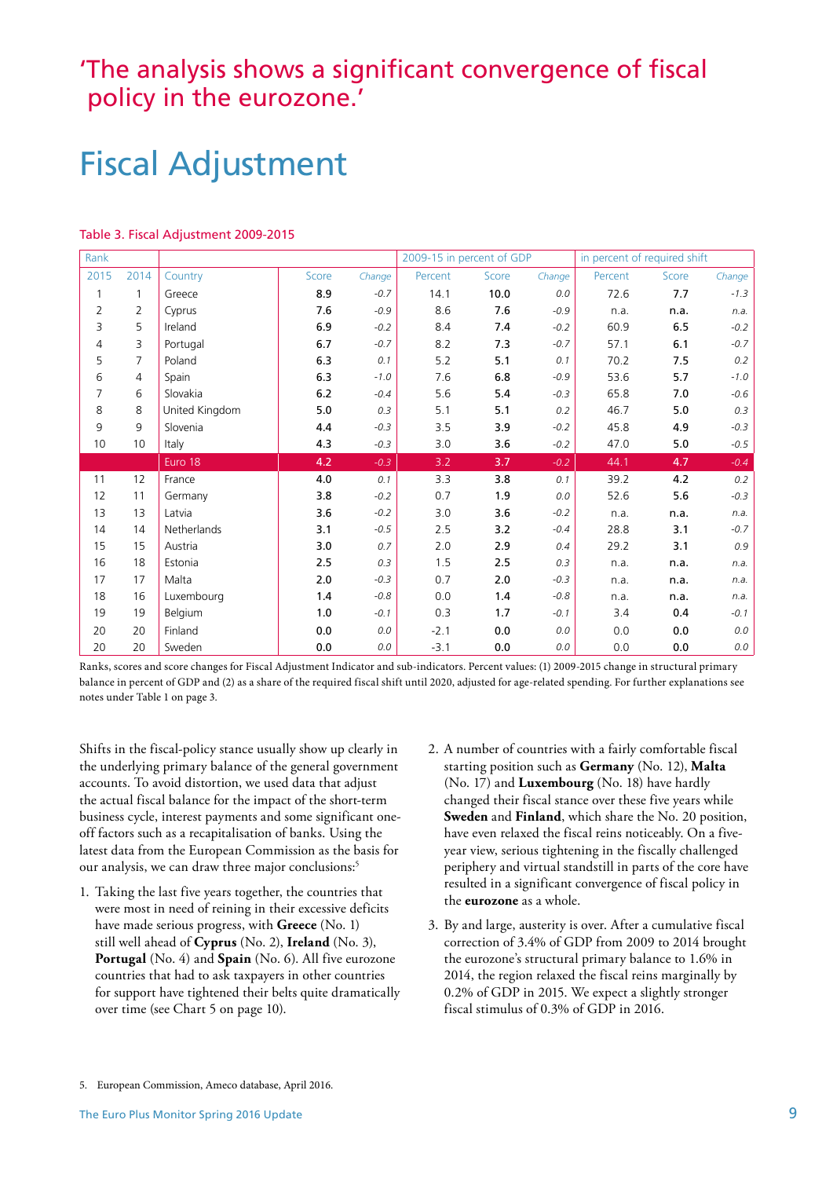'The analysis shows a significant convergence of fiscal policy in the eurozone.'

# Fiscal Adjustment

Table 3. Fiscal Adjustment 2009-2015

| Rank | | | | | 2009-15 in percent of GDP | | | in percent of required shift | | |
|---|---|---|---|---|---|---|---|---|---|---|
| 2015 | 2014 | Country | Score | *Change* | Percent | Score | *Change* | Percent | Score | *Change* |
| 1 | 1 | Greece | **8.9** | *-0.7* | 14.1 | **10.0** | *0.0* | 72.6 | **7.7** | *-1.3* |
| 2 | 2 | Cyprus | **7.6** | *-0.9* | 8.6 | **7.6** | *-0.9* | n.a. | **n.a.** | *n.a.* |
| 3 | 5 | Ireland | **6.9** | *-0.2* | 8.4 | **7.4** | *-0.2* | 60.9 | **6.5** | *-0.2* |
| 4 | 3 | Portugal | **6.7** | *-0.7* | 8.2 | **7.3** | *-0.7* | 57.1 | **6.1** | *-0.7* |
| 5 | 7 | Poland | **6.3** | *0.1* | 5.2 | **5.1** | *0.1* | 70.2 | **7.5** | *0.2* |
| 6 | 4 | Spain | **6.3** | *-1.0* | 7.6 | **6.8** | *-0.9* | 53.6 | **5.7** | *-1.0* |
| 7 | 6 | Slovakia | **6.2** | *-0.4* | 5.6 | **5.4** | *-0.3* | 65.8 | **7.0** | *-0.6* |
| 8 | 8 | United Kingdom | **5.0** | *0.3* | 5.1 | **5.1** | *0.2* | 46.7 | **5.0** | *0.3* |
| 9 | 9 | Slovenia | **4.4** | *-0.3* | 3.5 | **3.9** | *-0.2* | 45.8 | **4.9** | *-0.3* |
| 10 | 10 | Italy | **4.3** | *-0.3* | 3.0 | **3.6** | *-0.2* | 47.0 | **5.0** | *-0.5* |
| | | Euro 18 | **4.2** | *-0.3* | 3.2 | **3.7** | *-0.2* | 44.1 | **4.7** | *-0.4* |
| 11 | 12 | France | **4.0** | *0.1* | 3.3 | **3.8** | *0.1* | 39.2 | **4.2** | *0.2* |
| 12 | 11 | Germany | **3.8** | *-0.2* | 0.7 | **1.9** | *0.0* | 52.6 | **5.6** | *-0.3* |
| 13 | 13 | Latvia | **3.6** | *-0.2* | 3.0 | **3.6** | *-0.2* | n.a. | **n.a.** | *n.a.* |
| 14 | 14 | Netherlands | **3.1** | *-0.5* | 2.5 | **3.2** | *-0.4* | 28.8 | **3.1** | *-0.7* |
| 15 | 15 | Austria | **3.0** | *0.7* | 2.0 | **2.9** | *0.4* | 29.2 | **3.1** | *0.9* |
| 16 | 18 | Estonia | **2.5** | *0.3* | 1.5 | **2.5** | *0.3* | n.a. | **n.a.** | *n.a.* |
| 17 | 17 | Malta | **2.0** | *-0.3* | 0.7 | **2.0** | *-0.3* | n.a. | **n.a.** | *n.a.* |
| 18 | 16 | Luxembourg | **1.4** | *-0.8* | 0.0 | **1.4** | *-0.8* | n.a. | **n.a.** | *n.a.* |
| 19 | 19 | Belgium | **1.0** | *-0.1* | 0.3 | **1.7** | *-0.1* | 3.4 | **0.4** | *-0.1* |
| 20 | 20 | Finland | **0.0** | *0.0* | -2.1 | **0.0** | *0.0* | 0.0 | **0.0** | *0.0* |
| 20 | 20 | Sweden | **0.0** | *0.0* | -3.1 | **0.0** | *0.0* | 0.0 | **0.0** | *0.0* |

Ranks, scores and score changes for Fiscal Adjustment Indicator and sub-indicators. Percent values: (1) 2009-2015 change in structural primary balance in percent of GDP and (2) as a share of the required fiscal shift until 2020, adjusted for age-related spending. For further explanations see notes under Table 1 on page 3.

Shifts in the fiscal-policy stance usually show up clearly in the underlying primary balance of the general government accounts. To avoid distortion, we used data that adjust the actual fiscal balance for the impact of the short-term business cycle, interest payments and some significant one-off factors such as a recapitalisation of banks. Using the latest data from the European Commission as the basis for our analysis, we can draw three major conclusions:[5]

1. Taking the last five years together, the countries that were most in need of reining in their excessive deficits have made serious progress, with **Greece** (No. 1) still well ahead of **Cyprus** (No. 2), **Ireland** (No. 3), **Portugal** (No. 4) and **Spain** (No. 6). All five eurozone countries that had to ask taxpayers in other countries for support have tightened their belts quite dramatically over time (see Chart 5 on page 10).
2. A number of countries with a fairly comfortable fiscal starting position such as **Germany** (No. 12), **Malta** (No. 17) and **Luxembourg** (No. 18) have hardly changed their fiscal stance over these five years while **Sweden** and **Finland**, which share the No. 20 position, have even relaxed the fiscal reins noticeably. On a five-year view, serious tightening in the fiscally challenged periphery and virtual standstill in parts of the core have resulted in a significant convergence of fiscal policy in the **eurozone** as a whole.
3. By and large, austerity is over. After a cumulative fiscal correction of 3.4% of GDP from 2009 to 2014 brought the eurozone's structural primary balance to 1.6% in 2014, the region relaxed the fiscal reins marginally by 0.2% of GDP in 2015. We expect a slightly stronger fiscal stimulus of 0.3% of GDP in 2016.

5. European Commission, Ameco database, April 2016.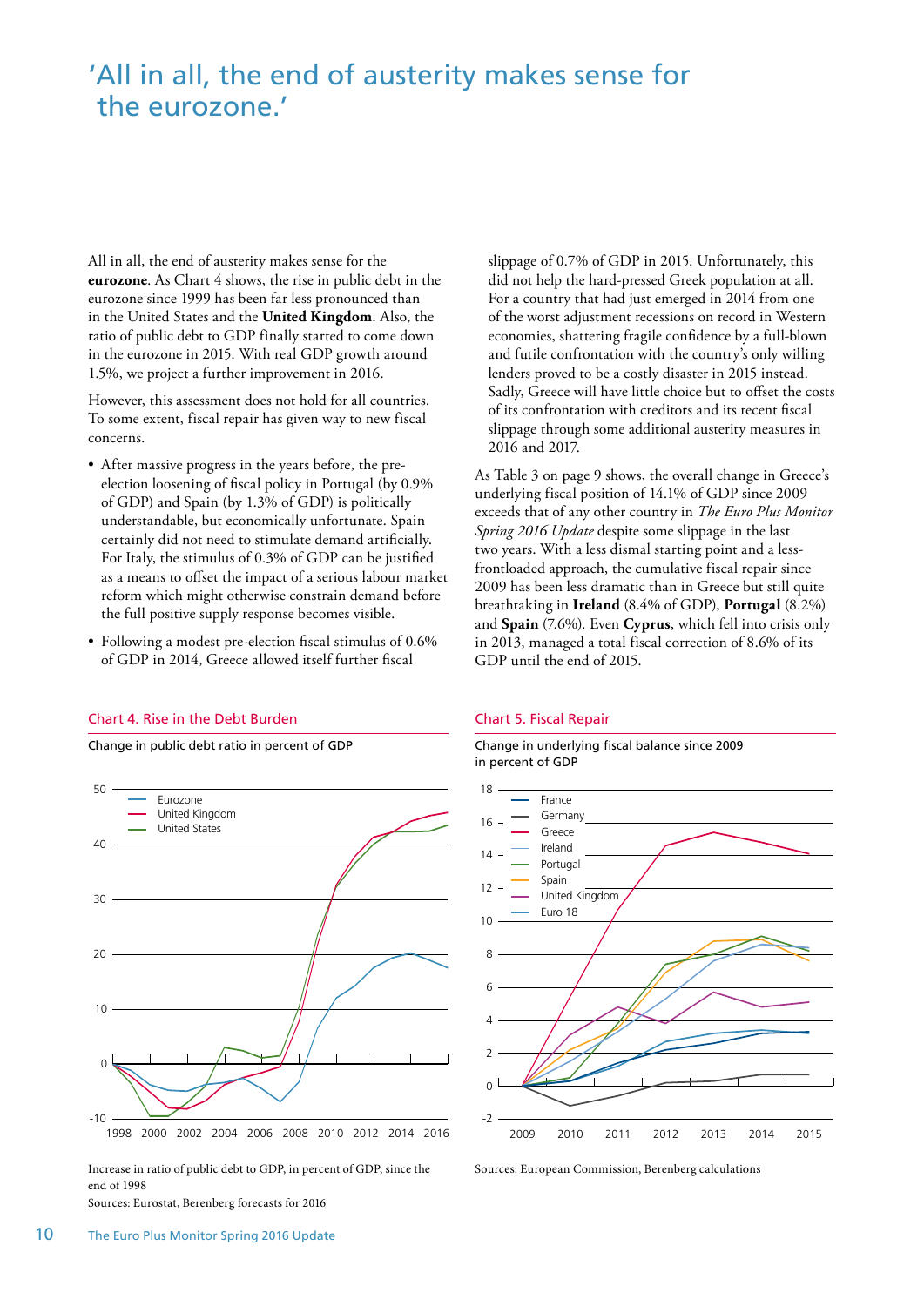# 'All in all, the end of austerity makes sense for the eurozone.'

All in all, the end of austerity makes sense for the **eurozone**. As Chart 4 shows, the rise in public debt in the eurozone since 1999 has been far less pronounced than in the United States and the **United Kingdom**. Also, the ratio of public debt to GDP finally started to come down in the eurozone in 2015. With real GDP growth around 1.5%, we project a further improvement in 2016.

However, this assessment does not hold for all countries. To some extent, fiscal repair has given way to new fiscal concerns.

- After massive progress in the years before, the pre-election loosening of fiscal policy in Portugal (by 0.9% of GDP) and Spain (by 1.3% of GDP) is politically understandable, but economically unfortunate. Spain certainly did not need to stimulate demand artificially. For Italy, the stimulus of 0.3% of GDP can be justified as a means to offset the impact of a serious labour market reform which might otherwise constrain demand before the full positive supply response becomes visible.
- Following a modest pre-election fiscal stimulus of 0.6% of GDP in 2014, Greece allowed itself further fiscal slippage of 0.7% of GDP in 2015. Unfortunately, this did not help the hard-pressed Greek population at all. For a country that had just emerged in 2014 from one of the worst adjustment recessions on record in Western economies, shattering fragile confidence by a full-blown and futile confrontation with the country's only willing lenders proved to be a costly disaster in 2015 instead. Sadly, Greece will have little choice but to offset the costs of its confrontation with creditors and its recent fiscal slippage through some additional austerity measures in 2016 and 2017.

As Table 3 on page 9 shows, the overall change in Greece's underlying fiscal position of 14.1% of GDP since 2009 exceeds that of any other country in *The Euro Plus Monitor Spring 2016 Update* despite some slippage in the last two years. With a less dismal starting point and a less-frontloaded approach, the cumulative fiscal repair since 2009 has been less dramatic than in Greece but still quite breathtaking in **Ireland** (8.4% of GDP), **Portugal** (8.2%) and **Spain** (7.6%). Even **Cyprus**, which fell into crisis only in 2013, managed a total fiscal correction of 8.6% of its GDP until the end of 2015.

### Chart 4. Rise in the Debt Burden

Change in public debt ratio in percent of GDP

Increase in ratio of public debt to GDP, in percent of GDP, since the end of 1998

Sources: Eurostat, Berenberg forecasts for 2016

### Chart 5. Fiscal Repair

Change in underlying fiscal balance since 2009 in percent of GDP

Sources: European Commission, Berenberg calculations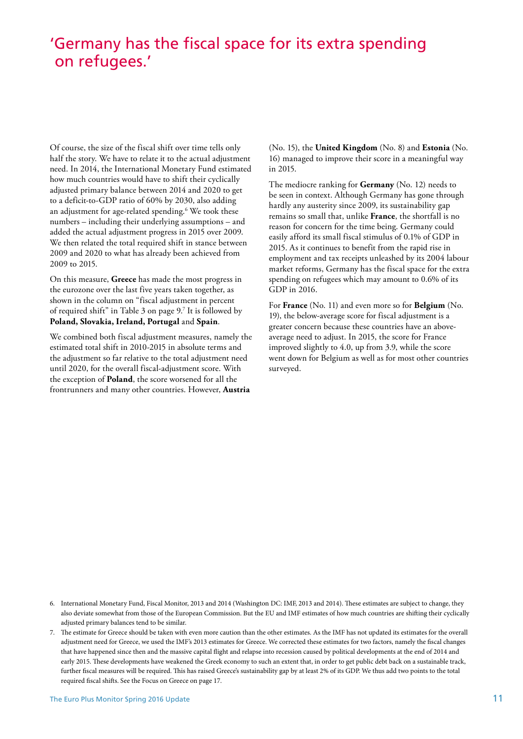## 'Germany has the fiscal space for its extra spending on refugees.'

Of course, the size of the fiscal shift over time tells only half the story. We have to relate it to the actual adjustment need. In 2014, the International Monetary Fund estimated how much countries would have to shift their cyclically adjusted primary balance between 2014 and 2020 to get to a deficit-to-GDP ratio of 60% by 2030, also adding an adjustment for age-related spending.[6] We took these numbers – including their underlying assumptions – and added the actual adjustment progress in 2015 over 2009. We then related the total required shift in stance between 2009 and 2020 to what has already been achieved from 2009 to 2015.

On this measure, **Greece** has made the most progress in the eurozone over the last five years taken together, as shown in the column on "fiscal adjustment in percent of required shift" in Table 3 on page 9.[7] It is followed by **Poland, Slovakia, Ireland, Portugal** and **Spain**.

We combined both fiscal adjustment measures, namely the estimated total shift in 2010-2015 in absolute terms and the adjustment so far relative to the total adjustment need until 2020, for the overall fiscal-adjustment score. With the exception of **Poland**, the score worsened for all the frontrunners and many other countries. However, **Austria** (No. 15), the **United Kingdom** (No. 8) and **Estonia** (No. 16) managed to improve their score in a meaningful way in 2015.

The mediocre ranking for **Germany** (No. 12) needs to be seen in context. Although Germany has gone through hardly any austerity since 2009, its sustainability gap remains so small that, unlike **France**, the shortfall is no reason for concern for the time being. Germany could easily afford its small fiscal stimulus of 0.1% of GDP in 2015. As it continues to benefit from the rapid rise in employment and tax receipts unleashed by its 2004 labour market reforms, Germany has the fiscal space for the extra spending on refugees which may amount to 0.6% of its GDP in 2016.

For **France** (No. 11) and even more so for **Belgium** (No. 19), the below-average score for fiscal adjustment is a greater concern because these countries have an above-average need to adjust. In 2015, the score for France improved slightly to 4.0, up from 3.9, while the score went down for Belgium as well as for most other countries surveyed.

6. International Monetary Fund, Fiscal Monitor, 2013 and 2014 (Washington DC: IMF, 2013 and 2014). These estimates are subject to change, they also deviate somewhat from those of the European Commission. But the EU and IMF estimates of how much countries are shifting their cyclically adjusted primary balances tend to be similar.

7. The estimate for Greece should be taken with even more caution than the other estimates. As the IMF has not updated its estimates for the overall adjustment need for Greece, we used the IMF's 2013 estimates for Greece. We corrected these estimates for two factors, namely the fiscal changes that have happened since then and the massive capital flight and relapse into recession caused by political developments at the end of 2014 and early 2015. These developments have weakened the Greek economy to such an extent that, in order to get public debt back on a sustainable track, further fiscal measures will be required. This has raised Greece's sustainability gap by at least 2% of its GDP. We thus add two points to the total required fiscal shifts. See the Focus on Greece on page 17.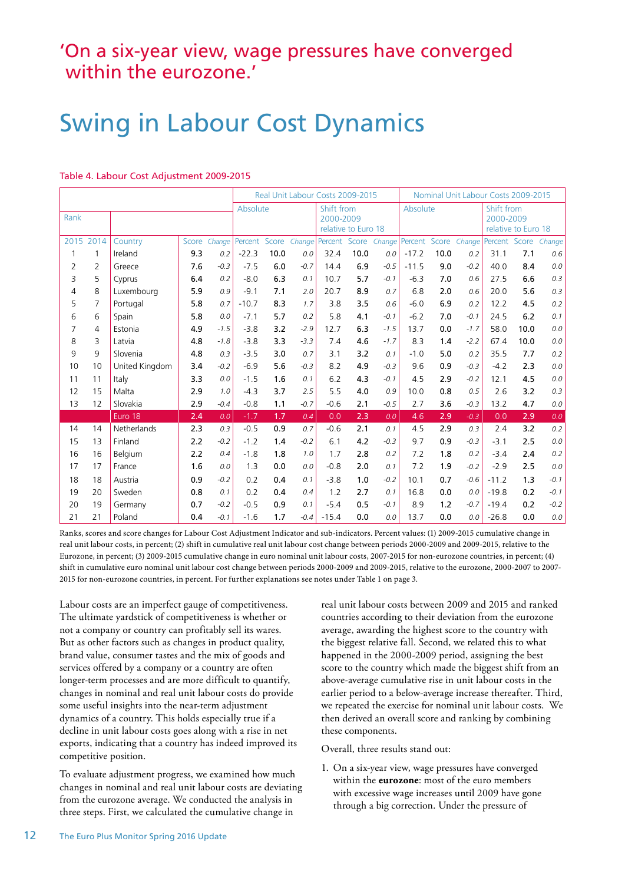'On a six-year view, wage pressures have converged within the eurozone.'

# Swing in Labour Cost Dynamics

Table 4. Labour Cost Adjustment 2009-2015

| Rank | | | | | Real Unit Labour Costs 2009-2015 | | | | | | Nominal Unit Labour Costs 2009-2015 | | | | | |
|---|---|---|---|---|---|---|---|---|---|---|---|---|---|---|---|---|
| | | | | | Absolute | | | Shift from 2000-2009 relative to Euro 18 | | | Absolute | | | Shift from 2000-2009 relative to Euro 18 | | |
| 2015 | 2014 | Country | Score | Change | Percent | Score | Change | Percent | Score | Change | Percent | Score | Change | Percent | Score | Change |
| 1 | 1 | Ireland | 9.3 | 0.2 | -22.3 | 10.0 | 0.0 | 32.4 | 10.0 | 0.0 | -17.2 | 10.0 | 0.2 | 31.1 | 7.1 | 0.6 |
| 2 | 2 | Greece | 7.6 | -0.3 | -7.5 | 6.0 | -0.7 | 14.4 | 6.9 | -0.5 | -11.5 | 9.0 | -0.2 | 40.0 | 8.4 | 0.0 |
| 3 | 5 | Cyprus | 6.4 | 0.2 | -8.0 | 6.3 | 0.1 | 10.7 | 5.7 | -0.1 | -6.3 | 7.0 | 0.6 | 27.5 | 6.6 | 0.3 |
| 4 | 8 | Luxembourg | 5.9 | 0.9 | -9.1 | 7.1 | 2.0 | 20.7 | 8.9 | 0.7 | 6.8 | 2.0 | 0.6 | 20.0 | 5.6 | 0.3 |
| 5 | 7 | Portugal | 5.8 | 0.7 | -10.7 | 8.3 | 1.7 | 3.8 | 3.5 | 0.6 | -6.0 | 6.9 | 0.2 | 12.2 | 4.5 | 0.2 |
| 6 | 6 | Spain | 5.8 | 0.0 | -7.1 | 5.7 | 0.2 | 5.8 | 4.1 | -0.1 | -6.2 | 7.0 | -0.1 | 24.5 | 6.2 | 0.1 |
| 7 | 4 | Estonia | 4.9 | -1.5 | -3.8 | 3.2 | -2.9 | 12.7 | 6.3 | -1.5 | 13.7 | 0.0 | -1.7 | 58.0 | 10.0 | 0.0 |
| 8 | 3 | Latvia | 4.8 | -1.8 | -3.8 | 3.3 | -3.3 | 7.4 | 4.6 | -1.7 | 8.3 | 1.4 | -2.2 | 67.4 | 10.0 | 0.0 |
| 9 | 9 | Slovenia | 4.8 | 0.3 | -3.5 | 3.0 | 0.7 | 3.1 | 3.2 | 0.1 | -1.0 | 5.0 | 0.2 | 35.5 | 7.7 | 0.2 |
| 10 | 10 | United Kingdom | 3.4 | -0.2 | -6.9 | 5.6 | -0.3 | 8.2 | 4.9 | -0.3 | 9.6 | 0.9 | -0.3 | -4.2 | 2.3 | 0.0 |
| 11 | 11 | Italy | 3.3 | 0.0 | -1.5 | 1.6 | 0.1 | 6.2 | 4.3 | -0.1 | 4.5 | 2.9 | -0.2 | 12.1 | 4.5 | 0.0 |
| 12 | 15 | Malta | 2.9 | 1.0 | -4.3 | 3.7 | 2.5 | 5.5 | 4.0 | 0.9 | 10.0 | 0.8 | 0.5 | 2.6 | 3.2 | 0.3 |
| 13 | 12 | Slovakia | 2.9 | -0.4 | -0.8 | 1.1 | -0.7 | -0.6 | 2.1 | -0.5 | 2.7 | 3.6 | -0.3 | 13.2 | 4.7 | 0.0 |
| | | Euro 18 | 2.4 | 0.0 | -1.7 | 1.7 | 0.4 | 0.0 | 2.3 | 0.0 | 4.6 | 2.9 | -0.3 | 0.0 | 2.9 | 0.0 |
| 14 | 14 | Netherlands | 2.3 | 0.3 | -0.5 | 0.9 | 0.7 | -0.6 | 2.1 | 0.1 | 4.5 | 2.9 | 0.3 | 2.4 | 3.2 | 0.2 |
| 15 | 13 | Finland | 2.2 | -0.2 | -1.2 | 1.4 | -0.2 | 6.1 | 4.2 | -0.3 | 9.7 | 0.9 | -0.3 | -3.1 | 2.5 | 0.0 |
| 16 | 16 | Belgium | 2.2 | 0.4 | -1.8 | 1.8 | 1.0 | 1.7 | 2.8 | 0.2 | 7.2 | 1.8 | 0.2 | -3.4 | 2.4 | 0.2 |
| 17 | 17 | France | 1.6 | 0.0 | 1.3 | 0.0 | 0.0 | -0.8 | 2.0 | 0.1 | 7.2 | 1.9 | -0.2 | -2.9 | 2.5 | 0.0 |
| 18 | 18 | Austria | 0.9 | -0.2 | 0.2 | 0.4 | 0.1 | -3.8 | 1.0 | -0.2 | 10.1 | 0.7 | -0.6 | -11.2 | 1.3 | -0.1 |
| 19 | 20 | Sweden | 0.8 | 0.1 | 0.2 | 0.4 | 0.4 | 1.2 | 2.7 | 0.1 | 16.8 | 0.0 | 0.0 | -19.8 | 0.2 | -0.1 |
| 20 | 19 | Germany | 0.7 | -0.2 | -0.5 | 0.9 | 0.1 | -5.4 | 0.5 | -0.1 | 8.9 | 1.2 | -0.7 | -19.4 | 0.2 | -0.2 |
| 21 | 21 | Poland | 0.4 | -0.1 | -1.6 | 1.7 | -0.4 | -15.4 | 0.0 | 0.0 | 13.7 | 0.0 | 0.0 | -26.8 | 0.0 | 0.0 |

Ranks, scores and score changes for Labour Cost Adjustment Indicator and sub-indicators. Percent values: (1) 2009-2015 cumulative change in real unit labour costs, in percent; (2) shift in cumulative real unit labour cost change between periods 2000-2009 and 2009-2015, relative to the Eurozone, in percent; (3) 2009-2015 cumulative change in euro nominal unit labour costs, 2007-2015 for non-eurozone countries, in percent; (4) shift in cumulative euro nominal unit labour cost change between periods 2000-2009 and 2009-2015, relative to the eurozone, 2000-2007 to 2007-2015 for non-eurozone countries, in percent. For further explanations see notes under Table 1 on page 3.

Labour costs are an imperfect gauge of competitiveness. The ultimate yardstick of competitiveness is whether or not a company or country can profitably sell its wares. But as other factors such as changes in product quality, brand value, consumer tastes and the mix of goods and services offered by a company or a country are often longer-term processes and are more difficult to quantify, changes in nominal and real unit labour costs do provide some useful insights into the near-term adjustment dynamics of a country. This holds especially true if a decline in unit labour costs goes along with a rise in net exports, indicating that a country has indeed improved its competitive position.

To evaluate adjustment progress, we examined how much changes in nominal and real unit labour costs are deviating from the eurozone average. We conducted the analysis in three steps. First, we calculated the cumulative change in real unit labour costs between 2009 and 2015 and ranked countries according to their deviation from the eurozone average, awarding the highest score to the country with the biggest relative fall. Second, we related this to what happened in the 2000-2009 period, assigning the best score to the country which made the biggest shift from an above-average cumulative rise in unit labour costs in the earlier period to a below-average increase thereafter. Third, we repeated the exercise for nominal unit labour costs. We then derived an overall score and ranking by combining these components.

Overall, three results stand out:

1. On a six-year view, wage pressures have converged within the **eurozone**: most of the euro members with excessive wage increases until 2009 have gone through a big correction. Under the pressure of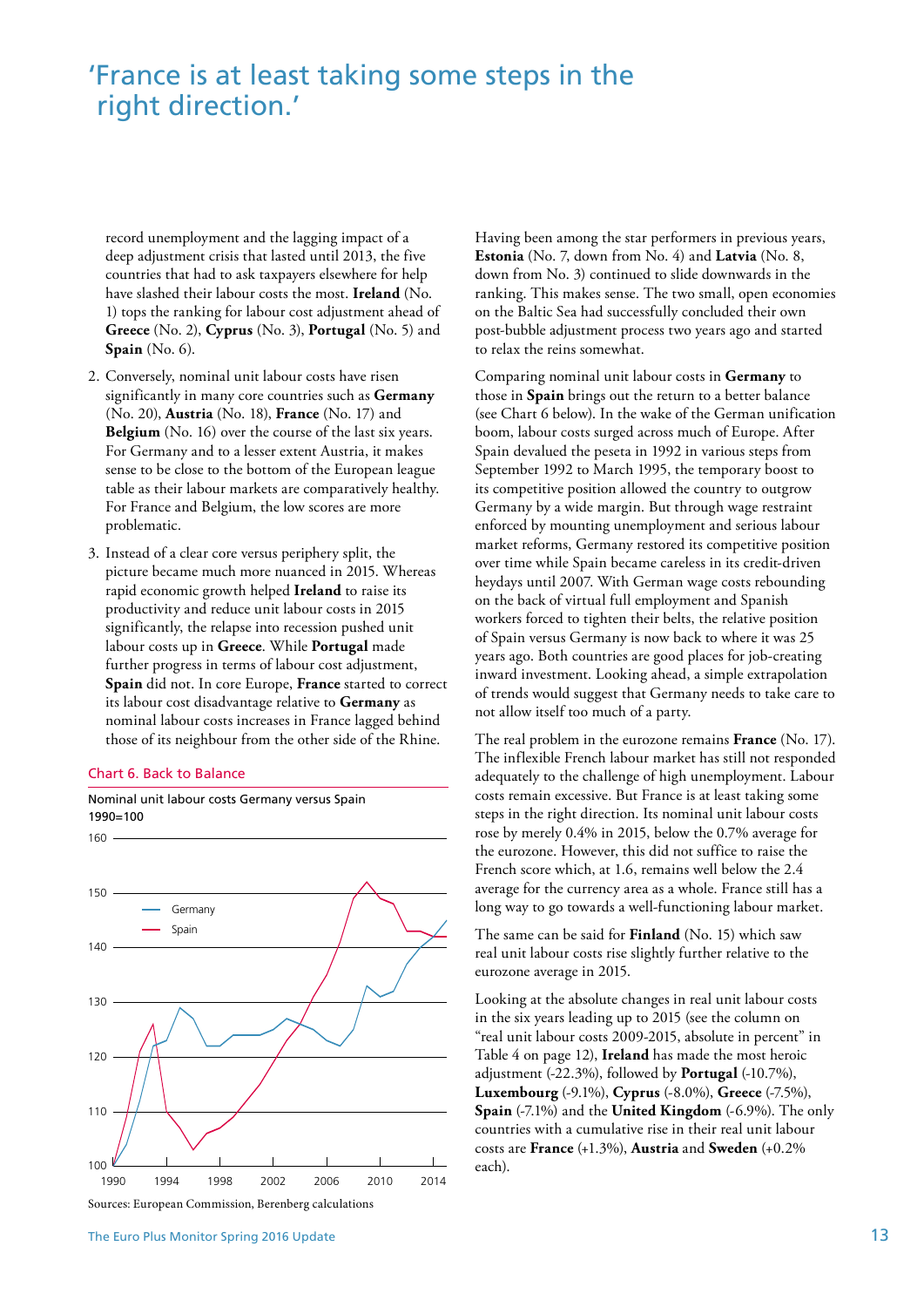# 'France is at least taking some steps in the right direction.'

record unemployment and the lagging impact of a deep adjustment crisis that lasted until 2013, the five countries that had to ask taxpayers elsewhere for help have slashed their labour costs the most. **Ireland** (No. 1) tops the ranking for labour cost adjustment ahead of **Greece** (No. 2), **Cyprus** (No. 3), **Portugal** (No. 5) and **Spain** (No. 6).

2. Conversely, nominal unit labour costs have risen significantly in many core countries such as **Germany** (No. 20), **Austria** (No. 18), **France** (No. 17) and **Belgium** (No. 16) over the course of the last six years. For Germany and to a lesser extent Austria, it makes sense to be close to the bottom of the European league table as their labour markets are comparatively healthy. For France and Belgium, the low scores are more problematic.

3. Instead of a clear core versus periphery split, the picture became much more nuanced in 2015. Whereas rapid economic growth helped **Ireland** to raise its productivity and reduce unit labour costs in 2015 significantly, the relapse into recession pushed unit labour costs up in **Greece**. While **Portugal** made further progress in terms of labour cost adjustment, **Spain** did not. In core Europe, **France** started to correct its labour cost disadvantage relative to **Germany** as nominal labour costs increases in France lagged behind those of its neighbour from the other side of the Rhine.

**Chart 6. Back to Balance**

Nominal unit labour costs Germany versus Spain
1990=100

Sources: European Commission, Berenberg calculations

Having been among the star performers in previous years, **Estonia** (No. 7, down from No. 4) and **Latvia** (No. 8, down from No. 3) continued to slide downwards in the ranking. This makes sense. The two small, open economies on the Baltic Sea had successfully concluded their own post-bubble adjustment process two years ago and started to relax the reins somewhat.

Comparing nominal unit labour costs in **Germany** to those in **Spain** brings out the return to a better balance (see Chart 6 below). In the wake of the German unification boom, labour costs surged across much of Europe. After Spain devalued the peseta in 1992 in various steps from September 1992 to March 1995, the temporary boost to its competitive position allowed the country to outgrow Germany by a wide margin. But through wage restraint enforced by mounting unemployment and serious labour market reforms, Germany restored its competitive position over time while Spain became careless in its credit-driven heydays until 2007. With German wage costs rebounding on the back of virtual full employment and Spanish workers forced to tighten their belts, the relative position of Spain versus Germany is now back to where it was 25 years ago. Both countries are good places for job-creating inward investment. Looking ahead, a simple extrapolation of trends would suggest that Germany needs to take care to not allow itself too much of a party.

The real problem in the eurozone remains **France** (No. 17). The inflexible French labour market has still not responded adequately to the challenge of high unemployment. Labour costs remain excessive. But France is at least taking some steps in the right direction. Its nominal unit labour costs rose by merely 0.4% in 2015, below the 0.7% average for the eurozone. However, this did not suffice to raise the French score which, at 1.6, remains well below the 2.4 average for the currency area as a whole. France still has a long way to go towards a well-functioning labour market.

The same can be said for **Finland** (No. 15) which saw real unit labour costs rise slightly further relative to the eurozone average in 2015.

Looking at the absolute changes in real unit labour costs in the six years leading up to 2015 (see the column on "real unit labour costs 2009-2015, absolute in percent" in Table 4 on page 12), **Ireland** has made the most heroic adjustment (-22.3%), followed by **Portugal** (-10.7%), **Luxembourg** (-9.1%), **Cyprus** (-8.0%), **Greece** (-7.5%), **Spain** (-7.1%) and the **United Kingdom** (-6.9%). The only countries with a cumulative rise in their real unit labour costs are **France** (+1.3%), **Austria** and **Sweden** (+0.2% each).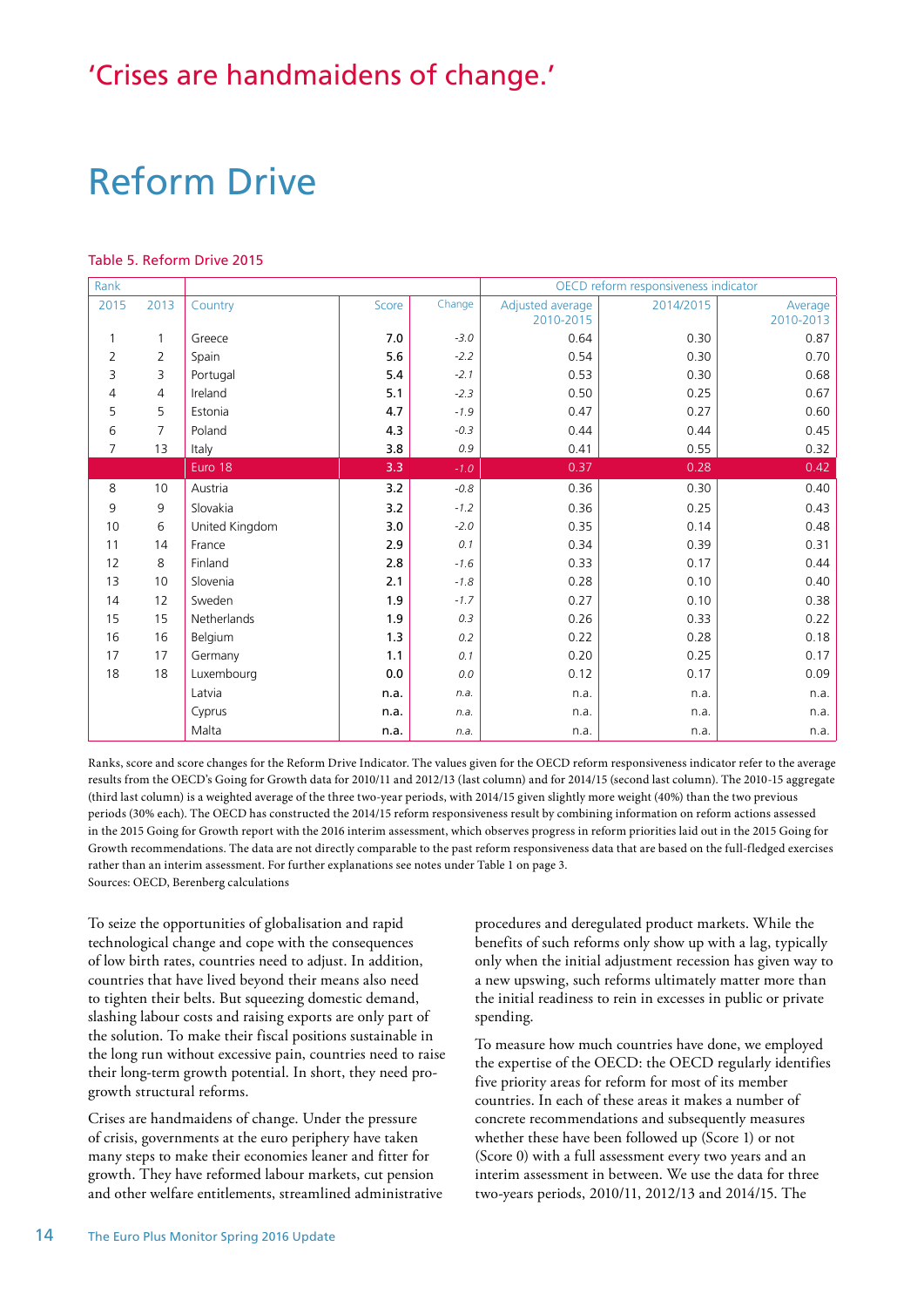'Crises are handmaidens of change.'

# Reform Drive

Table 5. Reform Drive 2015

| Rank | | | | | OECD reform responsiveness indicator | | |
|---|---|---|---|---|---|---|---|
| 2015 | 2013 | Country | Score | Change | Adjusted average 2010-2015 | 2014/2015 | Average 2010-2013 |
| 1 | 1 | Greece | 7.0 | -3.0 | 0.64 | 0.30 | 0.87 |
| 2 | 2 | Spain | 5.6 | -2.2 | 0.54 | 0.30 | 0.70 |
| 3 | 3 | Portugal | 5.4 | -2.1 | 0.53 | 0.30 | 0.68 |
| 4 | 4 | Ireland | 5.1 | -2.3 | 0.50 | 0.25 | 0.67 |
| 5 | 5 | Estonia | 4.7 | -1.9 | 0.47 | 0.27 | 0.60 |
| 6 | 7 | Poland | 4.3 | -0.3 | 0.44 | 0.44 | 0.45 |
| 7 | 13 | Italy | 3.8 | 0.9 | 0.41 | 0.55 | 0.32 |
| | | Euro 18 | 3.3 | -1.0 | 0.37 | 0.28 | 0.42 |
| 8 | 10 | Austria | 3.2 | -0.8 | 0.36 | 0.30 | 0.40 |
| 9 | 9 | Slovakia | 3.2 | -1.2 | 0.36 | 0.25 | 0.43 |
| 10 | 6 | United Kingdom | 3.0 | -2.0 | 0.35 | 0.14 | 0.48 |
| 11 | 14 | France | 2.9 | 0.1 | 0.34 | 0.39 | 0.31 |
| 12 | 8 | Finland | 2.8 | -1.6 | 0.33 | 0.17 | 0.44 |
| 13 | 10 | Slovenia | 2.1 | -1.8 | 0.28 | 0.10 | 0.40 |
| 14 | 12 | Sweden | 1.9 | -1.7 | 0.27 | 0.10 | 0.38 |
| 15 | 15 | Netherlands | 1.9 | 0.3 | 0.26 | 0.33 | 0.22 |
| 16 | 16 | Belgium | 1.3 | 0.2 | 0.22 | 0.28 | 0.18 |
| 17 | 17 | Germany | 1.1 | 0.1 | 0.20 | 0.25 | 0.17 |
| 18 | 18 | Luxembourg | 0.0 | 0.0 | 0.12 | 0.17 | 0.09 |
| | | Latvia | n.a. | n.a. | n.a. | n.a. | n.a. |
| | | Cyprus | n.a. | n.a. | n.a. | n.a. | n.a. |
| | | Malta | n.a. | n.a. | n.a. | n.a. | n.a. |

Ranks, score and score changes for the Reform Drive Indicator. The values given for the OECD reform responsiveness indicator refer to the average results from the OECD's Going for Growth data for 2010/11 and 2012/13 (last column) and for 2014/15 (second last column). The 2010-15 aggregate (third last column) is a weighted average of the three two-year periods, with 2014/15 given slightly more weight (40%) than the two previous periods (30% each). The OECD has constructed the 2014/15 reform responsiveness result by combining information on reform actions assessed in the 2015 Going for Growth report with the 2016 interim assessment, which observes progress in reform priorities laid out in the 2015 Going for Growth recommendations. The data are not directly comparable to the past reform responsiveness data that are based on the full-fledged exercises rather than an interim assessment. For further explanations see notes under Table 1 on page 3.
Sources: OECD, Berenberg calculations

To seize the opportunities of globalisation and rapid technological change and cope with the consequences of low birth rates, countries need to adjust. In addition, countries that have lived beyond their means also need to tighten their belts. But squeezing domestic demand, slashing labour costs and raising exports are only part of the solution. To make their fiscal positions sustainable in the long run without excessive pain, countries need to raise their long-term growth potential. In short, they need pro-growth structural reforms.

Crises are handmaidens of change. Under the pressure of crisis, governments at the euro periphery have taken many steps to make their economies leaner and fitter for growth. They have reformed labour markets, cut pension and other welfare entitlements, streamlined administrative procedures and deregulated product markets. While the benefits of such reforms only show up with a lag, typically only when the initial adjustment recession has given way to a new upswing, such reforms ultimately matter more than the initial readiness to rein in excesses in public or private spending.

To measure how much countries have done, we employed the expertise of the OECD: the OECD regularly identifies five priority areas for reform for most of its member countries. In each of these areas it makes a number of concrete recommendations and subsequently measures whether these have been followed up (Score 1) or not (Score 0) with a full assessment every two years and an interim assessment in between. We use the data for three two-years periods, 2010/11, 2012/13 and 2014/15. The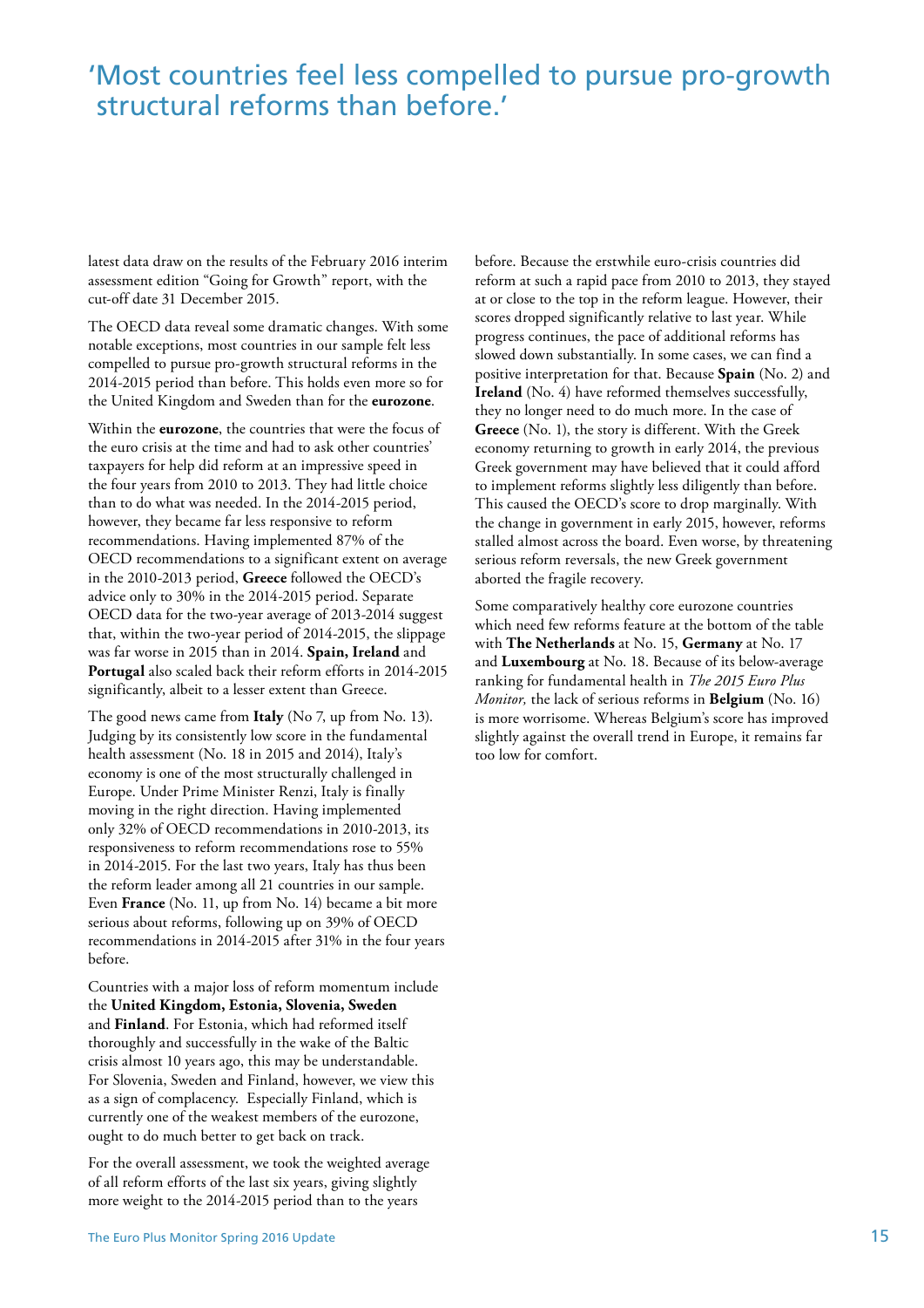## 'Most countries feel less compelled to pursue pro-growth structural reforms than before.'

latest data draw on the results of the February 2016 interim assessment edition "Going for Growth" report, with the cut-off date 31 December 2015.

The OECD data reveal some dramatic changes. With some notable exceptions, most countries in our sample felt less compelled to pursue pro-growth structural reforms in the 2014-2015 period than before. This holds even more so for the United Kingdom and Sweden than for the **eurozone**.

Within the **eurozone**, the countries that were the focus of the euro crisis at the time and had to ask other countries' taxpayers for help did reform at an impressive speed in the four years from 2010 to 2013. They had little choice than to do what was needed. In the 2014-2015 period, however, they became far less responsive to reform recommendations. Having implemented 87% of the OECD recommendations to a significant extent on average in the 2010-2013 period, **Greece** followed the OECD's advice only to 30% in the 2014-2015 period. Separate OECD data for the two-year average of 2013-2014 suggest that, within the two-year period of 2014-2015, the slippage was far worse in 2015 than in 2014. **Spain, Ireland** and **Portugal** also scaled back their reform efforts in 2014-2015 significantly, albeit to a lesser extent than Greece.

The good news came from **Italy** (No 7, up from No. 13). Judging by its consistently low score in the fundamental health assessment (No. 18 in 2015 and 2014), Italy's economy is one of the most structurally challenged in Europe. Under Prime Minister Renzi, Italy is finally moving in the right direction. Having implemented only 32% of OECD recommendations in 2010-2013, its responsiveness to reform recommendations rose to 55% in 2014-2015. For the last two years, Italy has thus been the reform leader among all 21 countries in our sample. Even **France** (No. 11, up from No. 14) became a bit more serious about reforms, following up on 39% of OECD recommendations in 2014-2015 after 31% in the four years before.

Countries with a major loss of reform momentum include the **United Kingdom, Estonia, Slovenia, Sweden** and **Finland**. For Estonia, which had reformed itself thoroughly and successfully in the wake of the Baltic crisis almost 10 years ago, this may be understandable. For Slovenia, Sweden and Finland, however, we view this as a sign of complacency. Especially Finland, which is currently one of the weakest members of the eurozone, ought to do much better to get back on track.

For the overall assessment, we took the weighted average of all reform efforts of the last six years, giving slightly more weight to the 2014-2015 period than to the years before. Because the erstwhile euro-crisis countries did reform at such a rapid pace from 2010 to 2013, they stayed at or close to the top in the reform league. However, their scores dropped significantly relative to last year. While progress continues, the pace of additional reforms has slowed down substantially. In some cases, we can find a positive interpretation for that. Because **Spain** (No. 2) and **Ireland** (No. 4) have reformed themselves successfully, they no longer need to do much more. In the case of **Greece** (No. 1), the story is different. With the Greek economy returning to growth in early 2014, the previous Greek government may have believed that it could afford to implement reforms slightly less diligently than before. This caused the OECD's score to drop marginally. With the change in government in early 2015, however, reforms stalled almost across the board. Even worse, by threatening serious reform reversals, the new Greek government aborted the fragile recovery.

Some comparatively healthy core eurozone countries which need few reforms feature at the bottom of the table with **The Netherlands** at No. 15, **Germany** at No. 17 and **Luxembourg** at No. 18. Because of its below-average ranking for fundamental health in *The 2015 Euro Plus Monitor,* the lack of serious reforms in **Belgium** (No. 16) is more worrisome. Whereas Belgium's score has improved slightly against the overall trend in Europe, it remains far too low for comfort.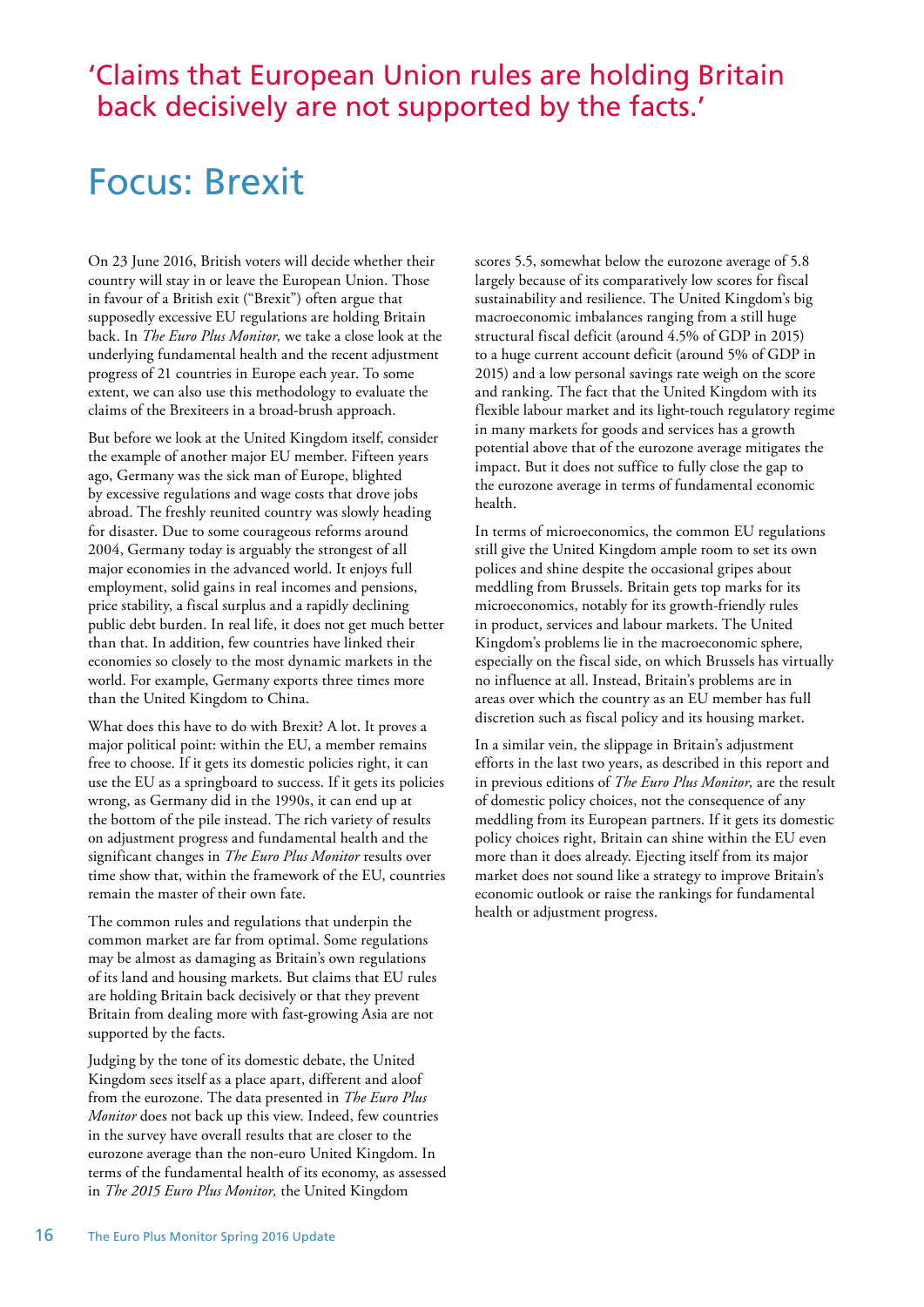'Claims that European Union rules are holding Britain back decisively are not supported by the facts.'

# Focus: Brexit

On 23 June 2016, British voters will decide whether their country will stay in or leave the European Union. Those in favour of a British exit ("Brexit") often argue that supposedly excessive EU regulations are holding Britain back. In *The Euro Plus Monitor,* we take a close look at the underlying fundamental health and the recent adjustment progress of 21 countries in Europe each year. To some extent, we can also use this methodology to evaluate the claims of the Brexiteers in a broad-brush approach.

But before we look at the United Kingdom itself, consider the example of another major EU member. Fifteen years ago, Germany was the sick man of Europe, blighted by excessive regulations and wage costs that drove jobs abroad. The freshly reunited country was slowly heading for disaster. Due to some courageous reforms around 2004, Germany today is arguably the strongest of all major economies in the advanced world. It enjoys full employment, solid gains in real incomes and pensions, price stability, a fiscal surplus and a rapidly declining public debt burden. In real life, it does not get much better than that. In addition, few countries have linked their economies so closely to the most dynamic markets in the world. For example, Germany exports three times more than the United Kingdom to China.

What does this have to do with Brexit? A lot. It proves a major political point: within the EU, a member remains free to choose. If it gets its domestic policies right, it can use the EU as a springboard to success. If it gets its policies wrong, as Germany did in the 1990s, it can end up at the bottom of the pile instead. The rich variety of results on adjustment progress and fundamental health and the significant changes in *The Euro Plus Monitor* results over time show that, within the framework of the EU, countries remain the master of their own fate.

The common rules and regulations that underpin the common market are far from optimal. Some regulations may be almost as damaging as Britain's own regulations of its land and housing markets. But claims that EU rules are holding Britain back decisively or that they prevent Britain from dealing more with fast-growing Asia are not supported by the facts.

Judging by the tone of its domestic debate, the United Kingdom sees itself as a place apart, different and aloof from the eurozone. The data presented in *The Euro Plus Monitor* does not back up this view. Indeed, few countries in the survey have overall results that are closer to the eurozone average than the non-euro United Kingdom. In terms of the fundamental health of its economy, as assessed in *The 2015 Euro Plus Monitor,* the United Kingdom scores 5.5, somewhat below the eurozone average of 5.8 largely because of its comparatively low scores for fiscal sustainability and resilience. The United Kingdom's big macroeconomic imbalances ranging from a still huge structural fiscal deficit (around 4.5% of GDP in 2015) to a huge current account deficit (around 5% of GDP in 2015) and a low personal savings rate weigh on the score and ranking. The fact that the United Kingdom with its flexible labour market and its light-touch regulatory regime in many markets for goods and services has a growth potential above that of the eurozone average mitigates the impact. But it does not suffice to fully close the gap to the eurozone average in terms of fundamental economic health.

In terms of microeconomics, the common EU regulations still give the United Kingdom ample room to set its own polices and shine despite the occasional gripes about meddling from Brussels. Britain gets top marks for its microeconomics, notably for its growth-friendly rules in product, services and labour markets. The United Kingdom's problems lie in the macroeconomic sphere, especially on the fiscal side, on which Brussels has virtually no influence at all. Instead, Britain's problems are in areas over which the country as an EU member has full discretion such as fiscal policy and its housing market.

In a similar vein, the slippage in Britain's adjustment efforts in the last two years, as described in this report and in previous editions of *The Euro Plus Monitor,* are the result of domestic policy choices, not the consequence of any meddling from its European partners. If it gets its domestic policy choices right, Britain can shine within the EU even more than it does already. Ejecting itself from its major market does not sound like a strategy to improve Britain's economic outlook or raise the rankings for fundamental health or adjustment progress.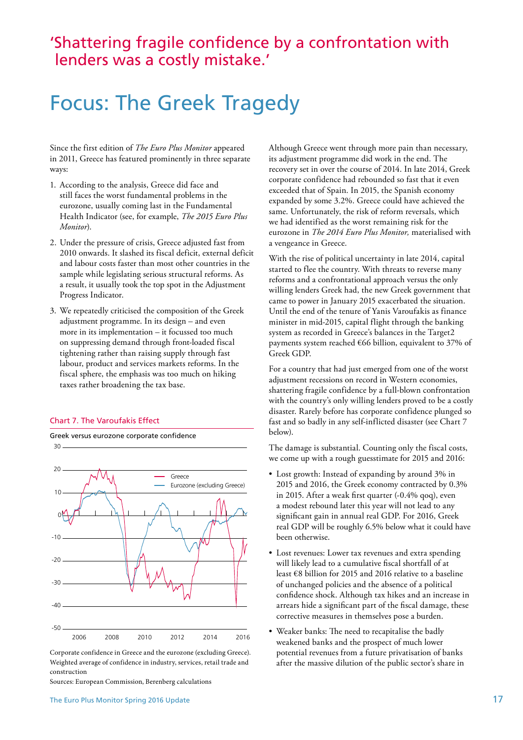## 'Shattering fragile confidence by a confrontation with lenders was a costly mistake.'

# Focus: The Greek Tragedy

Since the first edition of *The Euro Plus Monitor* appeared in 2011, Greece has featured prominently in three separate ways:

1. According to the analysis, Greece did face and still faces the worst fundamental problems in the eurozone, usually coming last in the Fundamental Health Indicator (see, for example, *The 2015 Euro Plus Monitor*).
2. Under the pressure of crisis, Greece adjusted fast from 2010 onwards. It slashed its fiscal deficit, external deficit and labour costs faster than most other countries in the sample while legislating serious structural reforms. As a result, it usually took the top spot in the Adjustment Progress Indicator.
3. We repeatedly criticised the composition of the Greek adjustment programme. In its design – and even more in its implementation – it focussed too much on suppressing demand through front-loaded fiscal tightening rather than raising supply through fast labour, product and services markets reforms. In the fiscal sphere, the emphasis was too much on hiking taxes rather broadening the tax base.

Chart 7. The Varoufakis Effect

Greek versus eurozone corporate confidence

Corporate confidence in Greece and the eurozone (excluding Greece). Weighted average of confidence in industry, services, retail trade and construction

Sources: European Commission, Berenberg calculations

Although Greece went through more pain than necessary, its adjustment programme did work in the end. The recovery set in over the course of 2014. In late 2014, Greek corporate confidence had rebounded so fast that it even exceeded that of Spain. In 2015, the Spanish economy expanded by some 3.2%. Greece could have achieved the same. Unfortunately, the risk of reform reversals, which we had identified as the worst remaining risk for the eurozone in *The 2014 Euro Plus Monitor,* materialised with a vengeance in Greece.

With the rise of political uncertainty in late 2014, capital started to flee the country. With threats to reverse many reforms and a confrontational approach versus the only willing lenders Greek had, the new Greek government that came to power in January 2015 exacerbated the situation. Until the end of the tenure of Yanis Varoufakis as finance minister in mid-2015, capital flight through the banking system as recorded in Greece's balances in the Target2 payments system reached €66 billion, equivalent to 37% of Greek GDP.

For a country that had just emerged from one of the worst adjustment recessions on record in Western economies, shattering fragile confidence by a full-blown confrontation with the country's only willing lenders proved to be a costly disaster. Rarely before has corporate confidence plunged so fast and so badly in any self-inflicted disaster (see Chart 7 below).

The damage is substantial. Counting only the fiscal costs, we come up with a rough guesstimate for 2015 and 2016:

- Lost growth: Instead of expanding by around 3% in 2015 and 2016, the Greek economy contracted by 0.3% in 2015. After a weak first quarter (-0.4% qoq), even a modest rebound later this year will not lead to any significant gain in annual real GDP. For 2016, Greek real GDP will be roughly 6.5% below what it could have been otherwise.
- Lost revenues: Lower tax revenues and extra spending will likely lead to a cumulative fiscal shortfall of at least €8 billion for 2015 and 2016 relative to a baseline of unchanged policies and the absence of a political confidence shock. Although tax hikes and an increase in arrears hide a significant part of the fiscal damage, these corrective measures in themselves pose a burden.
- Weaker banks: The need to recapitalise the badly weakened banks and the prospect of much lower potential revenues from a future privatisation of banks after the massive dilution of the public sector's share in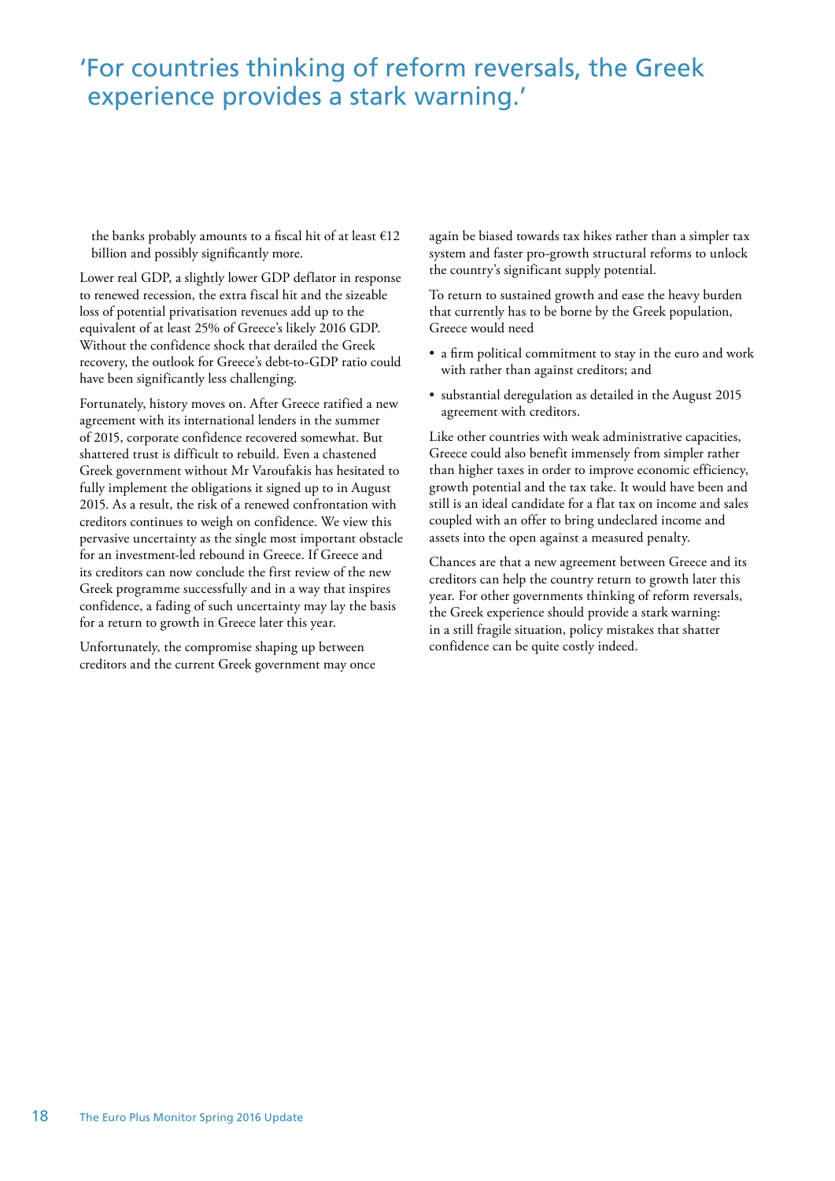> 'For countries thinking of reform reversals, the Greek experience provides a stark warning.'

the banks probably amounts to a fiscal hit of at least €12 billion and possibly significantly more.

Lower real GDP, a slightly lower GDP deflator in response to renewed recession, the extra fiscal hit and the sizeable loss of potential privatisation revenues add up to the equivalent of at least 25% of Greece's likely 2016 GDP. Without the confidence shock that derailed the Greek recovery, the outlook for Greece's debt-to-GDP ratio could have been significantly less challenging.

Fortunately, history moves on. After Greece ratified a new agreement with its international lenders in the summer of 2015, corporate confidence recovered somewhat. But shattered trust is difficult to rebuild. Even a chastened Greek government without Mr Varoufakis has hesitated to fully implement the obligations it signed up to in August 2015. As a result, the risk of a renewed confrontation with creditors continues to weigh on confidence. We view this pervasive uncertainty as the single most important obstacle for an investment-led rebound in Greece. If Greece and its creditors can now conclude the first review of the new Greek programme successfully and in a way that inspires confidence, a fading of such uncertainty may lay the basis for a return to growth in Greece later this year.

Unfortunately, the compromise shaping up between creditors and the current Greek government may once again be biased towards tax hikes rather than a simpler tax system and faster pro-growth structural reforms to unlock the country's significant supply potential.

To return to sustained growth and ease the heavy burden that currently has to be borne by the Greek population, Greece would need

- a firm political commitment to stay in the euro and work with rather than against creditors; and
- substantial deregulation as detailed in the August 2015 agreement with creditors.

Like other countries with weak administrative capacities, Greece could also benefit immensely from simpler rather than higher taxes in order to improve economic efficiency, growth potential and the tax take. It would have been and still is an ideal candidate for a flat tax on income and sales coupled with an offer to bring undeclared income and assets into the open against a measured penalty.

Chances are that a new agreement between Greece and its creditors can help the country return to growth later this year. For other governments thinking of reform reversals, the Greek experience should provide a stark warning: in a still fragile situation, policy mistakes that shatter confidence can be quite costly indeed.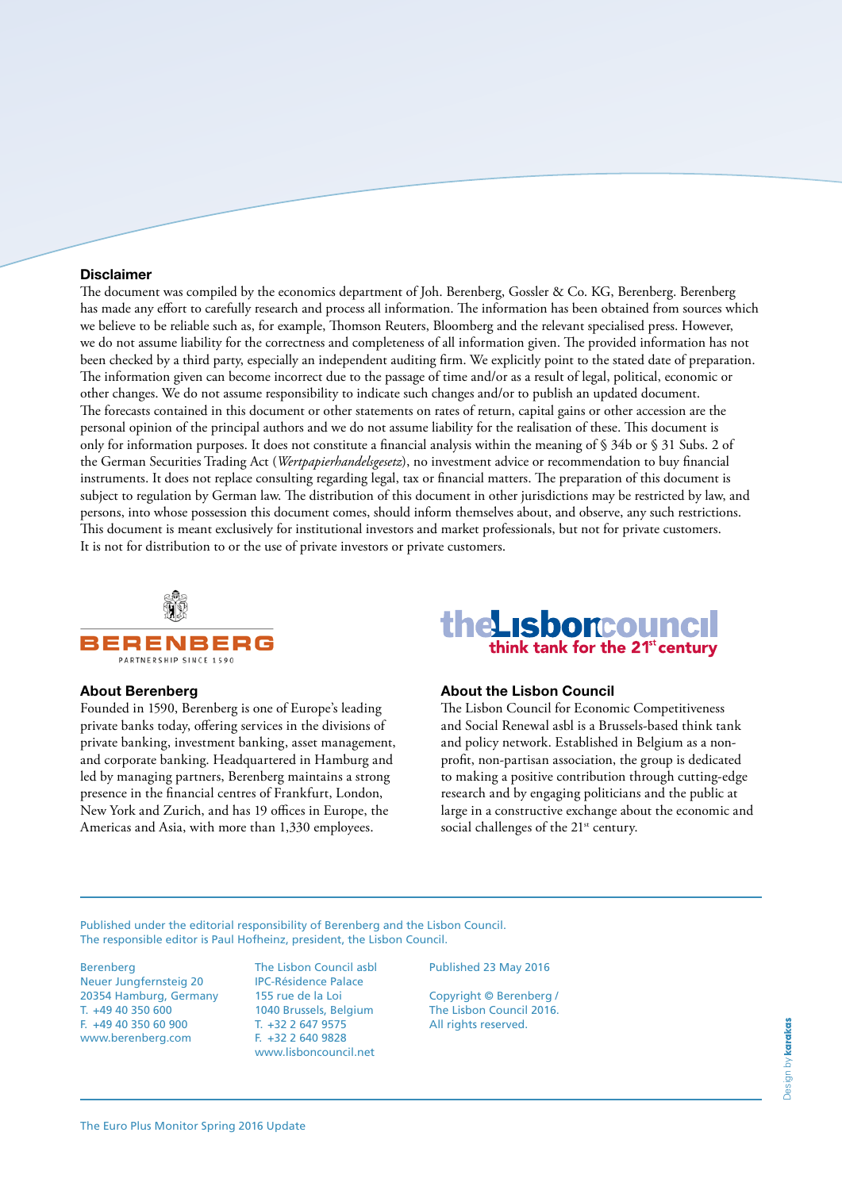## Disclaimer

The document was compiled by the economics department of Joh. Berenberg, Gossler & Co. KG, Berenberg. Berenberg has made any effort to carefully research and process all information. The information has been obtained from sources which we believe to be reliable such as, for example, Thomson Reuters, Bloomberg and the relevant specialised press. However, we do not assume liability for the correctness and completeness of all information given. The provided information has not been checked by a third party, especially an independent auditing firm. We explicitly point to the stated date of preparation. The information given can become incorrect due to the passage of time and/or as a result of legal, political, economic or other changes. We do not assume responsibility to indicate such changes and/or to publish an updated document. The forecasts contained in this document or other statements on rates of return, capital gains or other accession are the personal opinion of the principal authors and we do not assume liability for the realisation of these. This document is only for information purposes. It does not constitute a financial analysis within the meaning of § 34b or § 31 Subs. 2 of the German Securities Trading Act (*Wertpapierhandelsgesetz*), no investment advice or recommendation to buy financial instruments. It does not replace consulting regarding legal, tax or financial matters. The preparation of this document is subject to regulation by German law. The distribution of this document in other jurisdictions may be restricted by law, and persons, into whose possession this document comes, should inform themselves about, and observe, any such restrictions. This document is meant exclusively for institutional investors and market professionals, but not for private customers. It is not for distribution to or the use of private investors or private customers.

BERENBERG
PARTNERSHIP SINCE 1590

## About Berenberg

Founded in 1590, Berenberg is one of Europe's leading private banks today, offering services in the divisions of private banking, investment banking, asset management, and corporate banking. Headquartered in Hamburg and led by managing partners, Berenberg maintains a strong presence in the financial centres of Frankfurt, London, New York and Zurich, and has 19 offices in Europe, the Americas and Asia, with more than 1,330 employees.

the Lisbon council
think tank for the 21st century

## About the Lisbon Council

The Lisbon Council for Economic Competitiveness and Social Renewal asbl is a Brussels-based think tank and policy network. Established in Belgium as a non-profit, non-partisan association, the group is dedicated to making a positive contribution through cutting-edge research and by engaging politicians and the public at large in a constructive exchange about the economic and social challenges of the 21st century.

Published under the editorial responsibility of Berenberg and the Lisbon Council.
The responsible editor is Paul Hofheinz, president, the Lisbon Council.

Berenberg
Neuer Jungfernstieg 20
20354 Hamburg, Germany
T. +49 40 350 600
F. +49 40 350 60 900
www.berenberg.com

The Lisbon Council asbl
IPC-Résidence Palace
155 rue de la Loi
1040 Brussels, Belgium
T. +32 2 647 9575
F. +32 2 640 9828
www.lisboncouncil.net

Published 23 May 2016

Copyright © Berenberg / The Lisbon Council 2016.
All rights reserved.

Design by karakas

The Euro Plus Monitor Spring 2016 Update